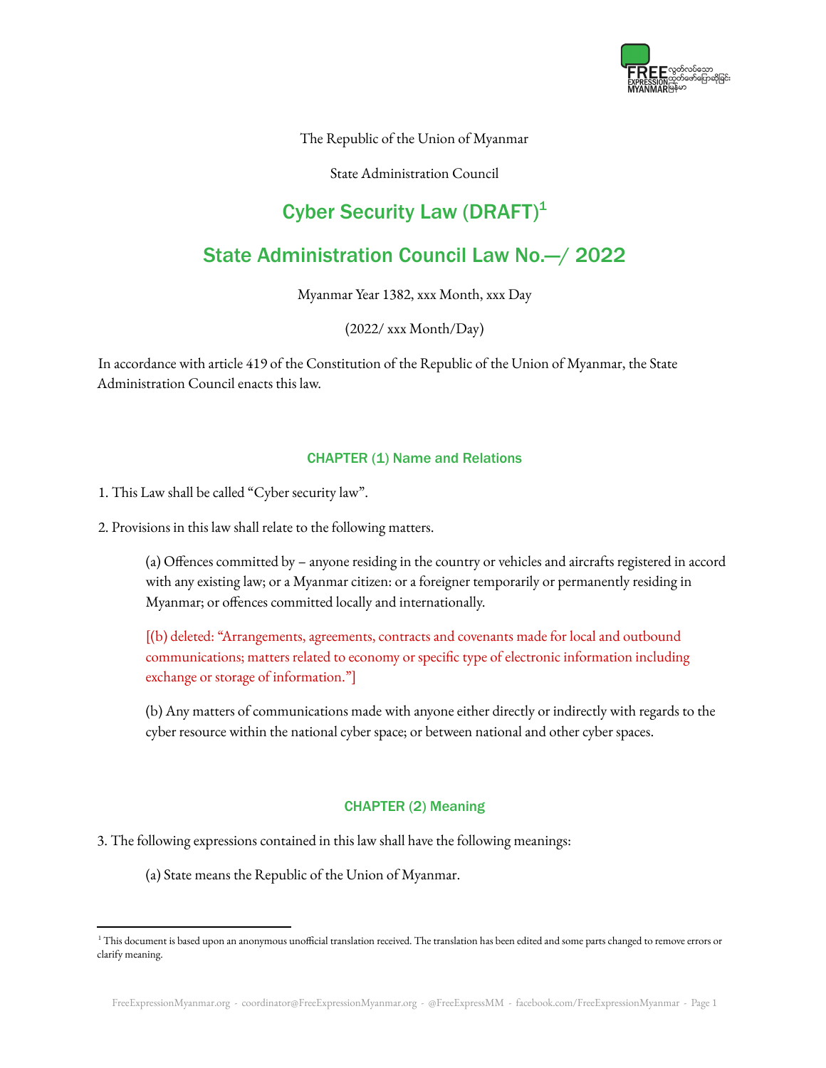The Republic of the Union of Myanmar

State Administration Council

# Cyber Security Law (DRAFT)[1]

# State Administration Council Law No.—/ 2022

Myanmar Year 1382, xxx Month, xxx Day

(2022/ xxx Month/Day)

In accordance with article 419 of the Constitution of the Republic of the Union of Myanmar, the State Administration Council enacts this law.

## CHAPTER (1) Name and Relations

1. This Law shall be called "Cyber security law".

2. Provisions in this law shall relate to the following matters.

   (a) Offences committed by – anyone residing in the country or vehicles and aircrafts registered in accord with any existing law; or a Myanmar citizen: or a foreigner temporarily or permanently residing in Myanmar; or offences committed locally and internationally.

   [(b) deleted: "Arrangements, agreements, contracts and covenants made for local and outbound communications; matters related to economy or specific type of electronic information including exchange or storage of information."]

   (b) Any matters of communications made with anyone either directly or indirectly with regards to the cyber resource within the national cyber space; or between national and other cyber spaces.

## CHAPTER (2) Meaning

3. The following expressions contained in this law shall have the following meanings:

   (a) State means the Republic of the Union of Myanmar.

[1] This document is based upon an anonymous unofficial translation received. The translation has been edited and some parts changed to remove errors or clarify meaning.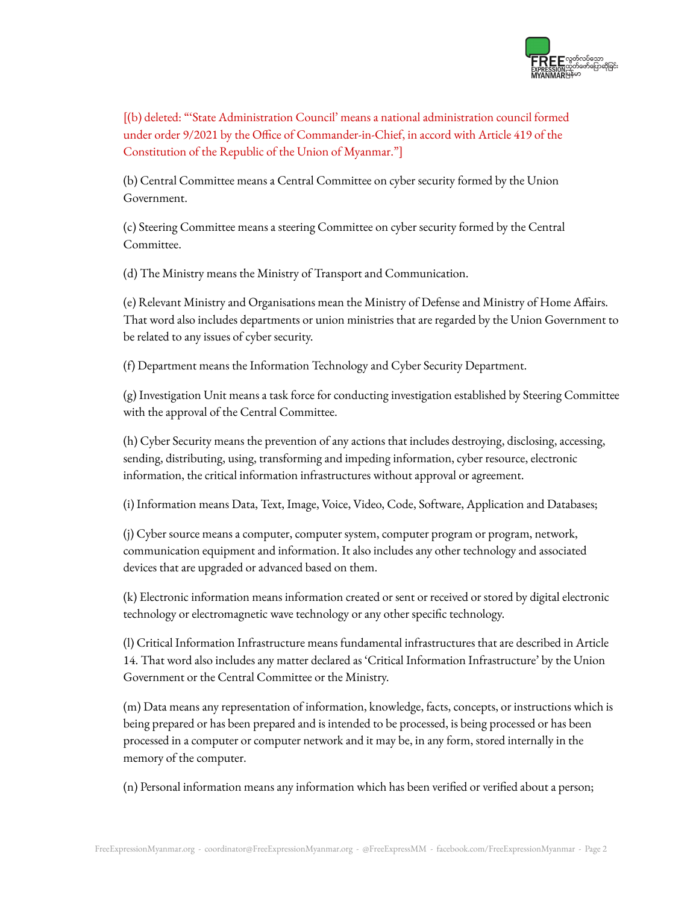[(b) deleted: "'State Administration Council' means a national administration council formed under order 9/2021 by the Office of Commander-in-Chief, in accord with Article 419 of the Constitution of the Republic of the Union of Myanmar."]

(b) Central Committee means a Central Committee on cyber security formed by the Union Government.

(c) Steering Committee means a steering Committee on cyber security formed by the Central Committee.

(d) The Ministry means the Ministry of Transport and Communication.

(e) Relevant Ministry and Organisations mean the Ministry of Defense and Ministry of Home Affairs. That word also includes departments or union ministries that are regarded by the Union Government to be related to any issues of cyber security.

(f) Department means the Information Technology and Cyber Security Department.

(g) Investigation Unit means a task force for conducting investigation established by Steering Committee with the approval of the Central Committee.

(h) Cyber Security means the prevention of any actions that includes destroying, disclosing, accessing, sending, distributing, using, transforming and impeding information, cyber resource, electronic information, the critical information infrastructures without approval or agreement.

(i) Information means Data, Text, Image, Voice, Video, Code, Software, Application and Databases;

(j) Cyber source means a computer, computer system, computer program or program, network, communication equipment and information. It also includes any other technology and associated devices that are upgraded or advanced based on them.

(k) Electronic information means information created or sent or received or stored by digital electronic technology or electromagnetic wave technology or any other specific technology.

(l) Critical Information Infrastructure means fundamental infrastructures that are described in Article 14. That word also includes any matter declared as 'Critical Information Infrastructure' by the Union Government or the Central Committee or the Ministry.

(m) Data means any representation of information, knowledge, facts, concepts, or instructions which is being prepared or has been prepared and is intended to be processed, is being processed or has been processed in a computer or computer network and it may be, in any form, stored internally in the memory of the computer.

(n) Personal information means any information which has been verified or verified about a person;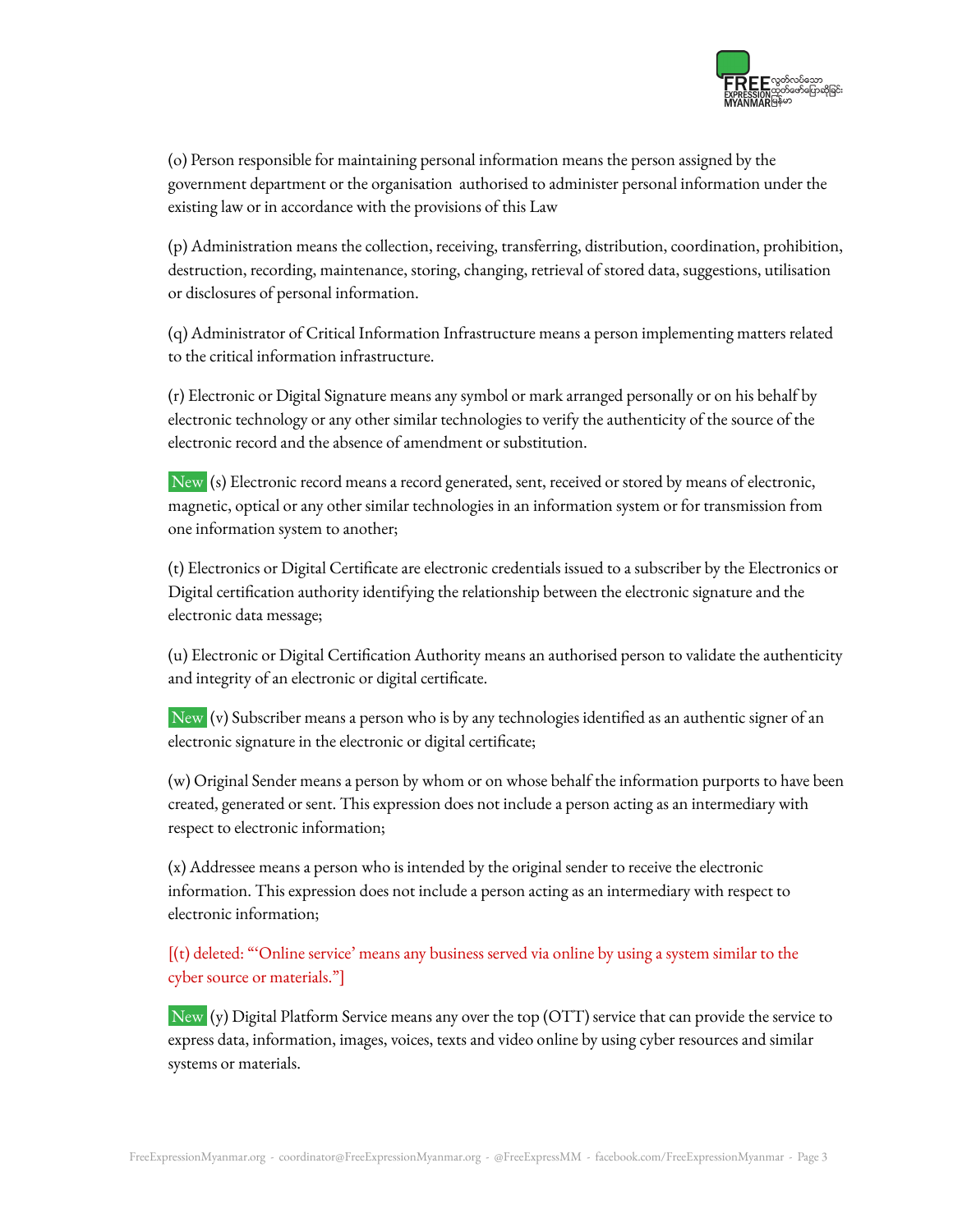(o) Person responsible for maintaining personal information means the person assigned by the government department or the organisation  authorised to administer personal information under the existing law or in accordance with the provisions of this Law

(p) Administration means the collection, receiving, transferring, distribution, coordination, prohibition, destruction, recording, maintenance, storing, changing, retrieval of stored data, suggestions, utilisation or disclosures of personal information.

(q) Administrator of Critical Information Infrastructure means a person implementing matters related to the critical information infrastructure.

(r) Electronic or Digital Signature means any symbol or mark arranged personally or on his behalf by electronic technology or any other similar technologies to verify the authenticity of the source of the electronic record and the absence of amendment or substitution.

New (s) Electronic record means a record generated, sent, received or stored by means of electronic, magnetic, optical or any other similar technologies in an information system or for transmission from one information system to another;

(t) Electronics or Digital Certificate are electronic credentials issued to a subscriber by the Electronics or Digital certification authority identifying the relationship between the electronic signature and the electronic data message;

(u) Electronic or Digital Certification Authority means an authorised person to validate the authenticity and integrity of an electronic or digital certificate.

New (v) Subscriber means a person who is by any technologies identified as an authentic signer of an electronic signature in the electronic or digital certificate;

(w) Original Sender means a person by whom or on whose behalf the information purports to have been created, generated or sent. This expression does not include a person acting as an intermediary with respect to electronic information;

(x) Addressee means a person who is intended by the original sender to receive the electronic information. This expression does not include a person acting as an intermediary with respect to electronic information;

[(t) deleted: "'Online service' means any business served via online by using a system similar to the cyber source or materials."]

New (y) Digital Platform Service means any over the top (OTT) service that can provide the service to express data, information, images, voices, texts and video online by using cyber resources and similar systems or materials.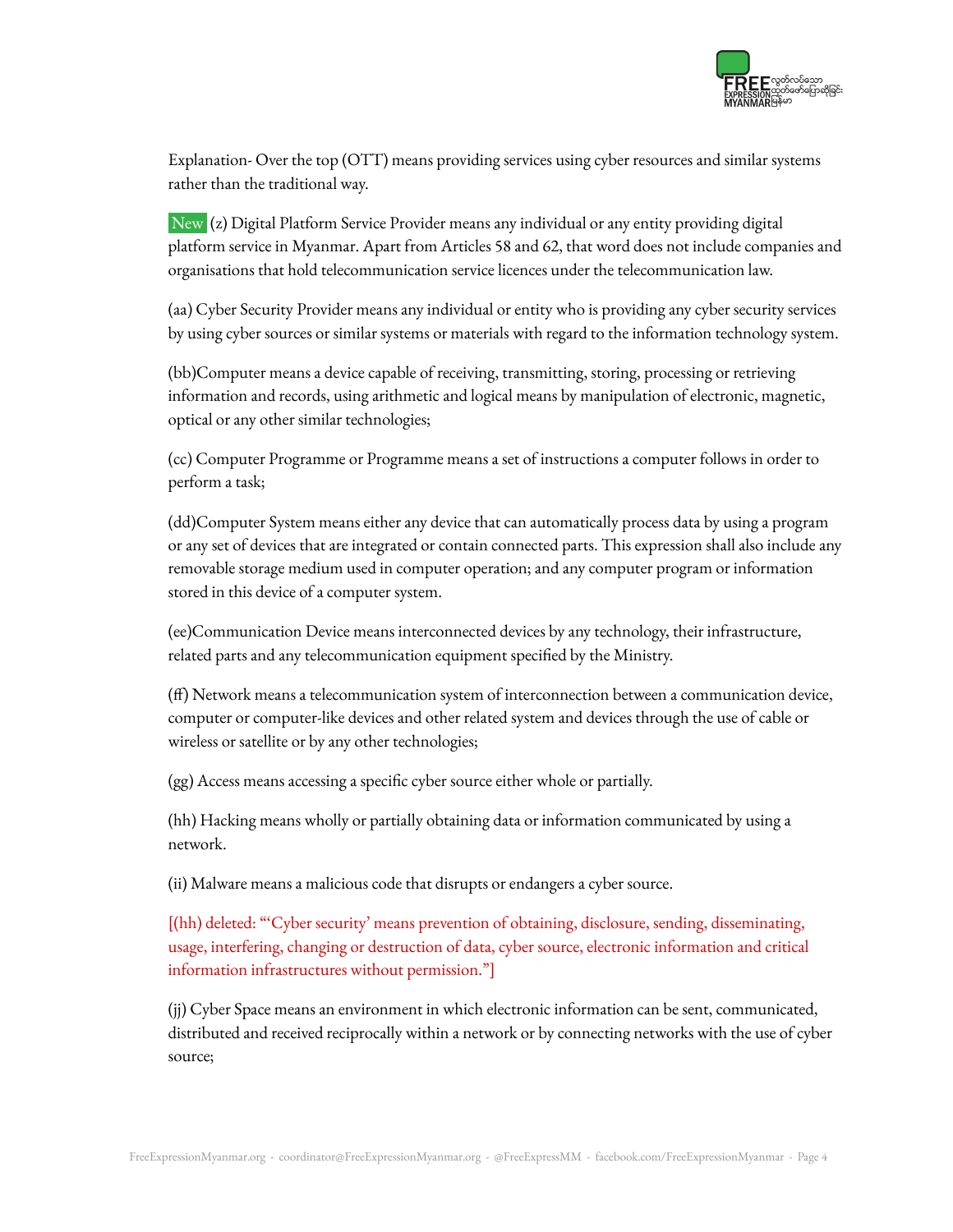Explanation- Over the top (OTT) means providing services using cyber resources and similar systems rather than the traditional way.

New (z) Digital Platform Service Provider means any individual or any entity providing digital platform service in Myanmar. Apart from Articles 58 and 62, that word does not include companies and organisations that hold telecommunication service licences under the telecommunication law.

(aa) Cyber Security Provider means any individual or entity who is providing any cyber security services by using cyber sources or similar systems or materials with regard to the information technology system.

(bb)Computer means a device capable of receiving, transmitting, storing, processing or retrieving information and records, using arithmetic and logical means by manipulation of electronic, magnetic, optical or any other similar technologies;

(cc) Computer Programme or Programme means a set of instructions a computer follows in order to perform a task;

(dd)Computer System means either any device that can automatically process data by using a program or any set of devices that are integrated or contain connected parts. This expression shall also include any removable storage medium used in computer operation; and any computer program or information stored in this device of a computer system.

(ee)Communication Device means interconnected devices by any technology, their infrastructure, related parts and any telecommunication equipment specified by the Ministry.

(ff) Network means a telecommunication system of interconnection between a communication device, computer or computer-like devices and other related system and devices through the use of cable or wireless or satellite or by any other technologies;

(gg) Access means accessing a specific cyber source either whole or partially.

(hh) Hacking means wholly or partially obtaining data or information communicated by using a network.

(ii) Malware means a malicious code that disrupts or endangers a cyber source.

[(hh) deleted: "'Cyber security' means prevention of obtaining, disclosure, sending, disseminating, usage, interfering, changing or destruction of data, cyber source, electronic information and critical information infrastructures without permission."]

(jj) Cyber Space means an environment in which electronic information can be sent, communicated, distributed and received reciprocally within a network or by connecting networks with the use of cyber source;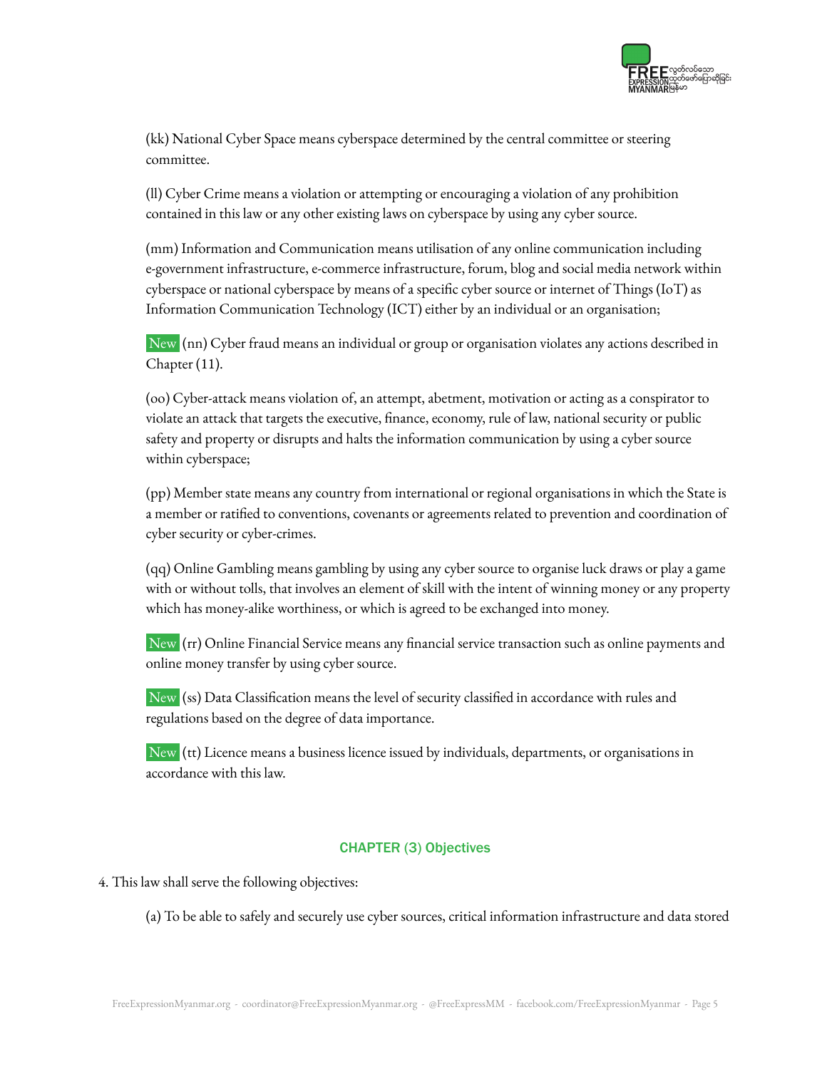(kk) National Cyber Space means cyberspace determined by the central committee or steering committee.

(ll) Cyber Crime means a violation or attempting or encouraging a violation of any prohibition contained in this law or any other existing laws on cyberspace by using any cyber source.

(mm) Information and Communication means utilisation of any online communication including e-government infrastructure, e-commerce infrastructure, forum, blog and social media network within cyberspace or national cyberspace by means of a specific cyber source or internet of Things (IoT) as Information Communication Technology (ICT) either by an individual or an organisation;

New (nn) Cyber fraud means an individual or group or organisation violates any actions described in Chapter (11).

(oo) Cyber-attack means violation of, an attempt, abetment, motivation or acting as a conspirator to violate an attack that targets the executive, finance, economy, rule of law, national security or public safety and property or disrupts and halts the information communication by using a cyber source within cyberspace;

(pp) Member state means any country from international or regional organisations in which the State is a member or ratified to conventions, covenants or agreements related to prevention and coordination of cyber security or cyber-crimes.

(qq) Online Gambling means gambling by using any cyber source to organise luck draws or play a game with or without tolls, that involves an element of skill with the intent of winning money or any property which has money-alike worthiness, or which is agreed to be exchanged into money.

New (rr) Online Financial Service means any financial service transaction such as online payments and online money transfer by using cyber source.

New (ss) Data Classification means the level of security classified in accordance with rules and regulations based on the degree of data importance.

New (tt) Licence means a business licence issued by individuals, departments, or organisations in accordance with this law.

## CHAPTER (3) Objectives

4. This law shall serve the following objectives:

   (a) To be able to safely and securely use cyber sources, critical information infrastructure and data stored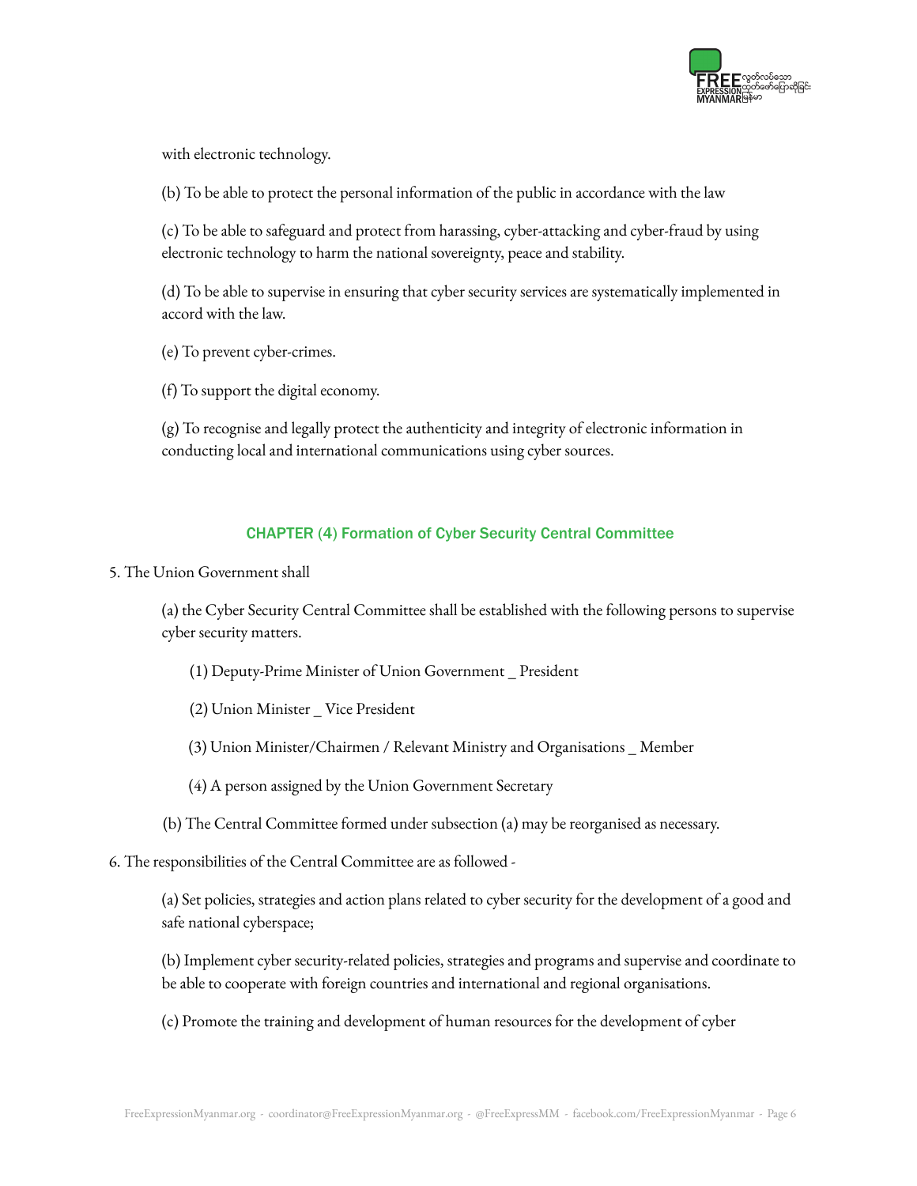with electronic technology.

(b) To be able to protect the personal information of the public in accordance with the law

(c) To be able to safeguard and protect from harassing, cyber-attacking and cyber-fraud by using electronic technology to harm the national sovereignty, peace and stability.

(d) To be able to supervise in ensuring that cyber security services are systematically implemented in accord with the law.

(e) To prevent cyber-crimes.

(f) To support the digital economy.

(g) To recognise and legally protect the authenticity and integrity of electronic information in conducting local and international communications using cyber sources.

## CHAPTER (4) Formation of Cyber Security Central Committee

5. The Union Government shall

(a) the Cyber Security Central Committee shall be established with the following persons to supervise cyber security matters.

(1) Deputy-Prime Minister of Union Government _ President

(2) Union Minister _ Vice President

(3) Union Minister/Chairmen / Relevant Ministry and Organisations _ Member

(4) A person assigned by the Union Government Secretary

(b) The Central Committee formed under subsection (a) may be reorganised as necessary.

6. The responsibilities of the Central Committee are as followed -

(a) Set policies, strategies and action plans related to cyber security for the development of a good and safe national cyberspace;

(b) Implement cyber security-related policies, strategies and programs and supervise and coordinate to be able to cooperate with foreign countries and international and regional organisations.

(c) Promote the training and development of human resources for the development of cyber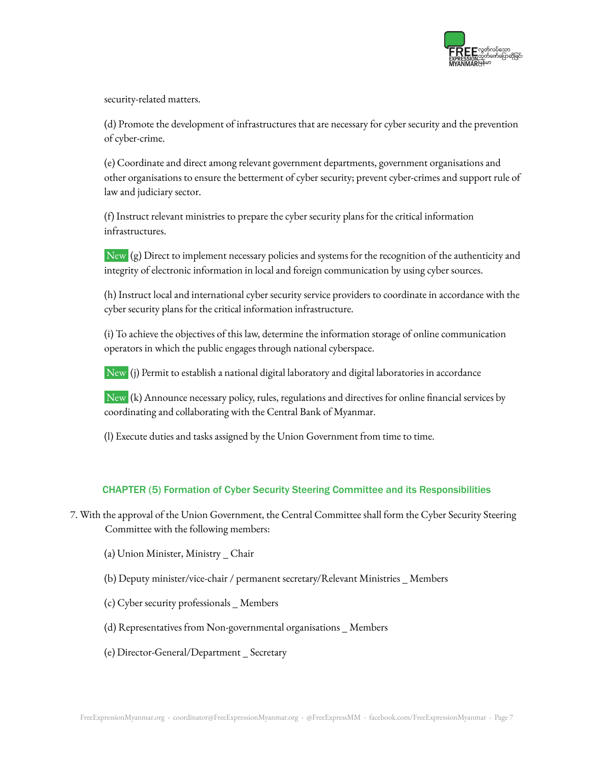security-related matters.

(d) Promote the development of infrastructures that are necessary for cyber security and the prevention of cyber-crime.

(e) Coordinate and direct among relevant government departments, government organisations and other organisations to ensure the betterment of cyber security; prevent cyber-crimes and support rule of law and judiciary sector.

(f) Instruct relevant ministries to prepare the cyber security plans for the critical information infrastructures.

New (g) Direct to implement necessary policies and systems for the recognition of the authenticity and integrity of electronic information in local and foreign communication by using cyber sources.

(h) Instruct local and international cyber security service providers to coordinate in accordance with the cyber security plans for the critical information infrastructure.

(i) To achieve the objectives of this law, determine the information storage of online communication operators in which the public engages through national cyberspace.

New (j) Permit to establish a national digital laboratory and digital laboratories in accordance

New (k) Announce necessary policy, rules, regulations and directives for online financial services by coordinating and collaborating with the Central Bank of Myanmar.

(l) Execute duties and tasks assigned by the Union Government from time to time.

## CHAPTER (5) Formation of Cyber Security Steering Committee and its Responsibilities

7. With the approval of the Union Government, the Central Committee shall form the Cyber Security Steering Committee with the following members:

(a) Union Minister, Ministry _ Chair

(b) Deputy minister/vice-chair / permanent secretary/Relevant Ministries _ Members

(c) Cyber security professionals _ Members

(d) Representatives from Non-governmental organisations _ Members

(e) Director-General/Department _ Secretary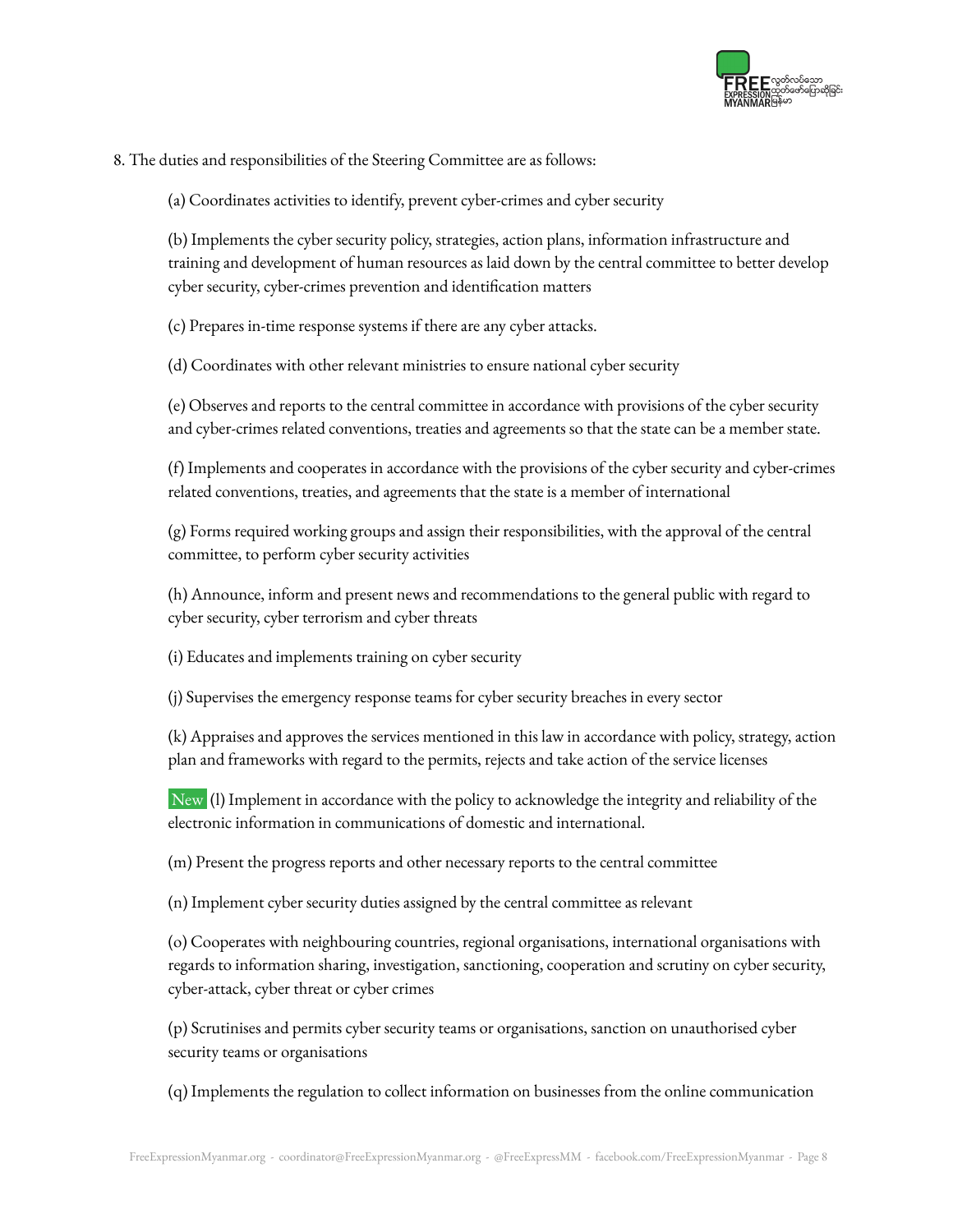8. The duties and responsibilities of the Steering Committee are as follows:

(a) Coordinates activities to identify, prevent cyber-crimes and cyber security

(b) Implements the cyber security policy, strategies, action plans, information infrastructure and training and development of human resources as laid down by the central committee to better develop cyber security, cyber-crimes prevention and identification matters

(c) Prepares in-time response systems if there are any cyber attacks.

(d) Coordinates with other relevant ministries to ensure national cyber security

(e) Observes and reports to the central committee in accordance with provisions of the cyber security and cyber-crimes related conventions, treaties and agreements so that the state can be a member state.

(f) Implements and cooperates in accordance with the provisions of the cyber security and cyber-crimes related conventions, treaties, and agreements that the state is a member of international

(g) Forms required working groups and assign their responsibilities, with the approval of the central committee, to perform cyber security activities

(h) Announce, inform and present news and recommendations to the general public with regard to cyber security, cyber terrorism and cyber threats

(i) Educates and implements training on cyber security

(j) Supervises the emergency response teams for cyber security breaches in every sector

(k) Appraises and approves the services mentioned in this law in accordance with policy, strategy, action plan and frameworks with regard to the permits, rejects and take action of the service licenses

New (l) Implement in accordance with the policy to acknowledge the integrity and reliability of the electronic information in communications of domestic and international.

(m) Present the progress reports and other necessary reports to the central committee

(n) Implement cyber security duties assigned by the central committee as relevant

(o) Cooperates with neighbouring countries, regional organisations, international organisations with regards to information sharing, investigation, sanctioning, cooperation and scrutiny on cyber security, cyber-attack, cyber threat or cyber crimes

(p) Scrutinises and permits cyber security teams or organisations, sanction on unauthorised cyber security teams or organisations

(q) Implements the regulation to collect information on businesses from the online communication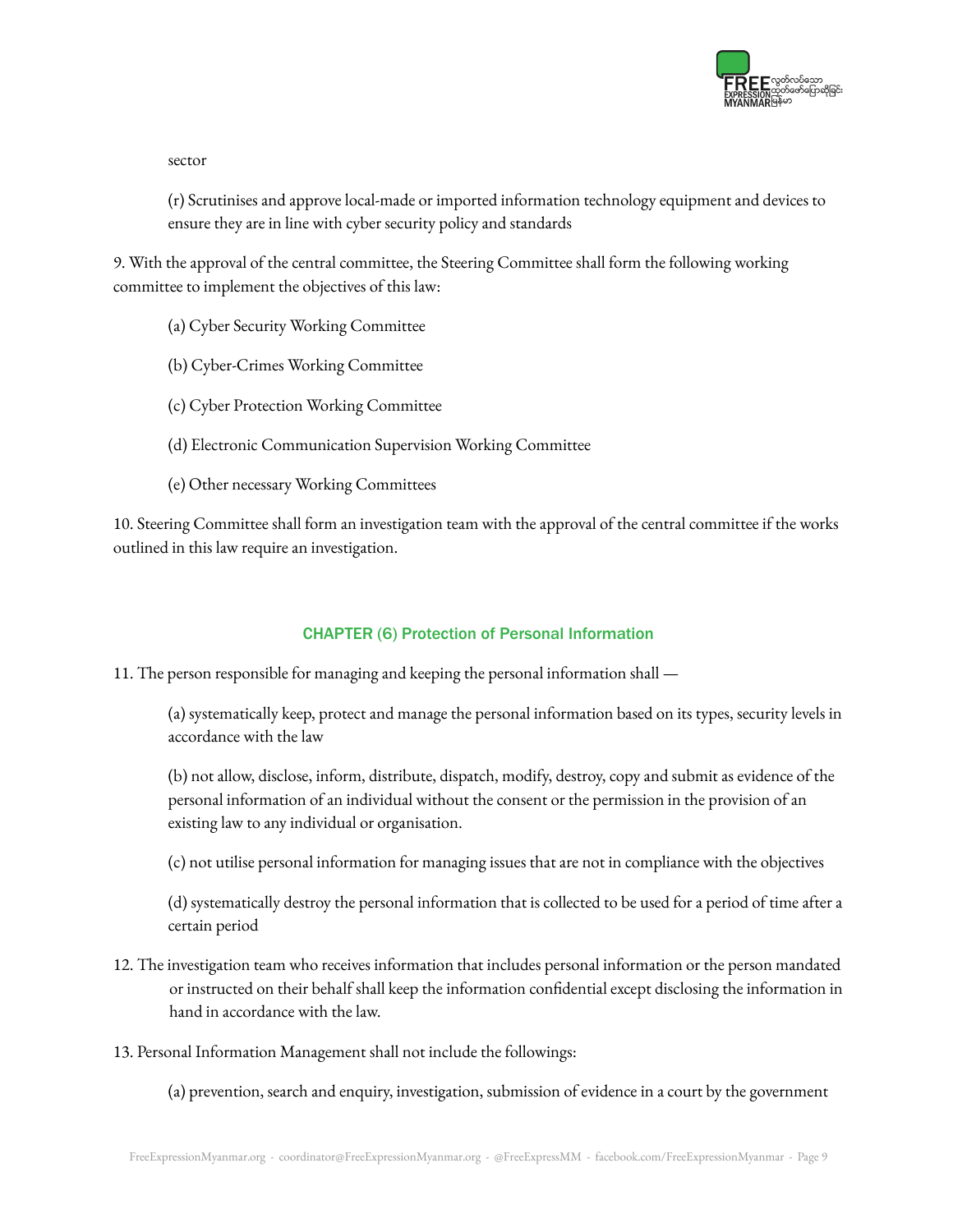sector

(r) Scrutinises and approve local-made or imported information technology equipment and devices to ensure they are in line with cyber security policy and standards

9. With the approval of the central committee, the Steering Committee shall form the following working committee to implement the objectives of this law:

(a) Cyber Security Working Committee

(b) Cyber-Crimes Working Committee

(c) Cyber Protection Working Committee

(d) Electronic Communication Supervision Working Committee

(e) Other necessary Working Committees

10. Steering Committee shall form an investigation team with the approval of the central committee if the works outlined in this law require an investigation.

## CHAPTER (6) Protection of Personal Information

11. The person responsible for managing and keeping the personal information shall —

(a) systematically keep, protect and manage the personal information based on its types, security levels in accordance with the law

(b) not allow, disclose, inform, distribute, dispatch, modify, destroy, copy and submit as evidence of the personal information of an individual without the consent or the permission in the provision of an existing law to any individual or organisation.

(c) not utilise personal information for managing issues that are not in compliance with the objectives

(d) systematically destroy the personal information that is collected to be used for a period of time after a certain period

12. The investigation team who receives information that includes personal information or the person mandated or instructed on their behalf shall keep the information confidential except disclosing the information in hand in accordance with the law.

13. Personal Information Management shall not include the followings:

(a) prevention, search and enquiry, investigation, submission of evidence in a court by the government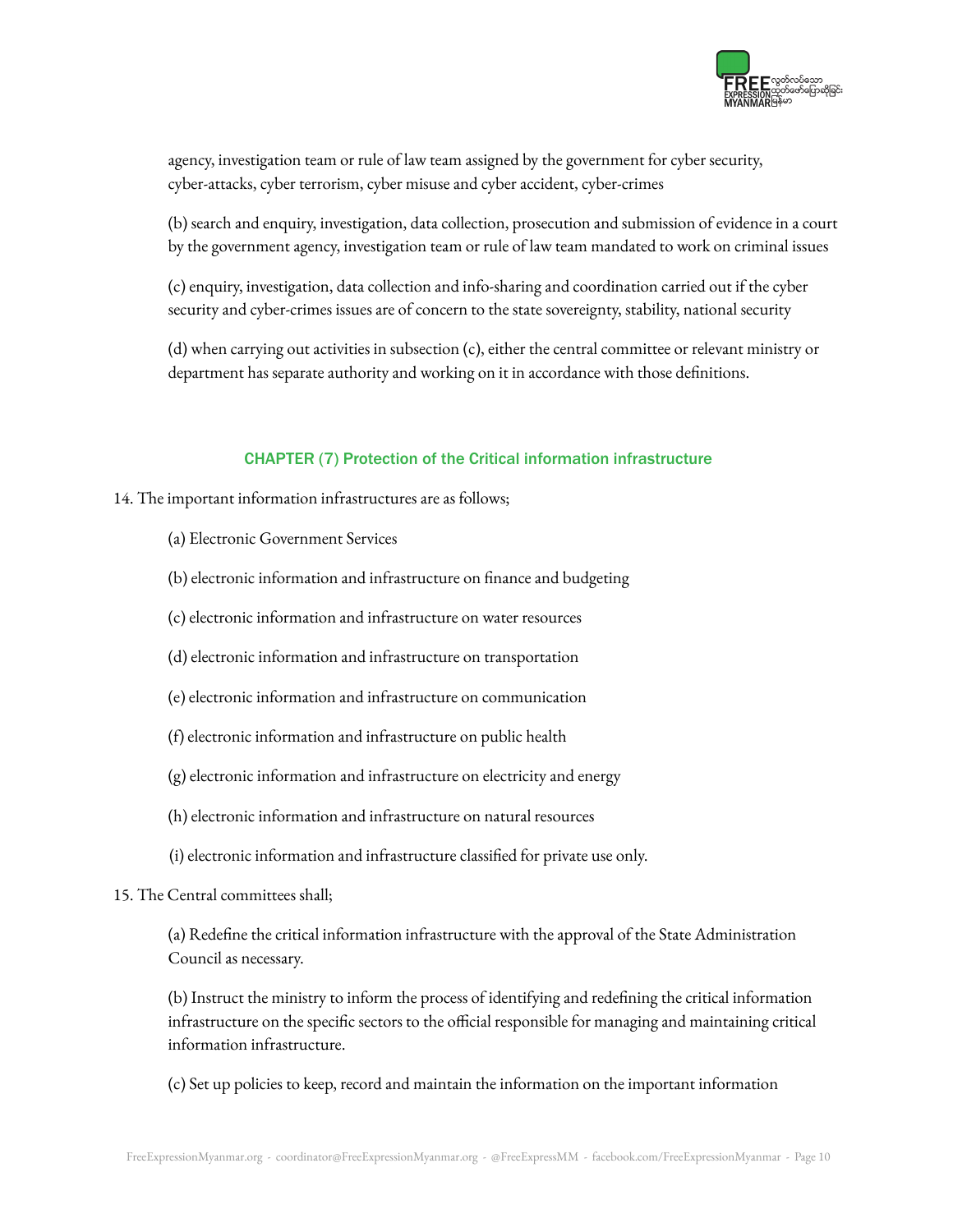agency, investigation team or rule of law team assigned by the government for cyber security, cyber-attacks, cyber terrorism, cyber misuse and cyber accident, cyber-crimes

(b) search and enquiry, investigation, data collection, prosecution and submission of evidence in a court by the government agency, investigation team or rule of law team mandated to work on criminal issues

(c) enquiry, investigation, data collection and info-sharing and coordination carried out if the cyber security and cyber-crimes issues are of concern to the state sovereignty, stability, national security

(d) when carrying out activities in subsection (c), either the central committee or relevant ministry or department has separate authority and working on it in accordance with those definitions.

## CHAPTER (7) Protection of the Critical information infrastructure

14. The important information infrastructures are as follows;

(a) Electronic Government Services

(b) electronic information and infrastructure on finance and budgeting

(c) electronic information and infrastructure on water resources

(d) electronic information and infrastructure on transportation

(e) electronic information and infrastructure on communication

(f) electronic information and infrastructure on public health

(g) electronic information and infrastructure on electricity and energy

(h) electronic information and infrastructure on natural resources

(i) electronic information and infrastructure classified for private use only.

15. The Central committees shall;

(a) Redefine the critical information infrastructure with the approval of the State Administration Council as necessary.

(b) Instruct the ministry to inform the process of identifying and redefining the critical information infrastructure on the specific sectors to the official responsible for managing and maintaining critical information infrastructure.

(c) Set up policies to keep, record and maintain the information on the important information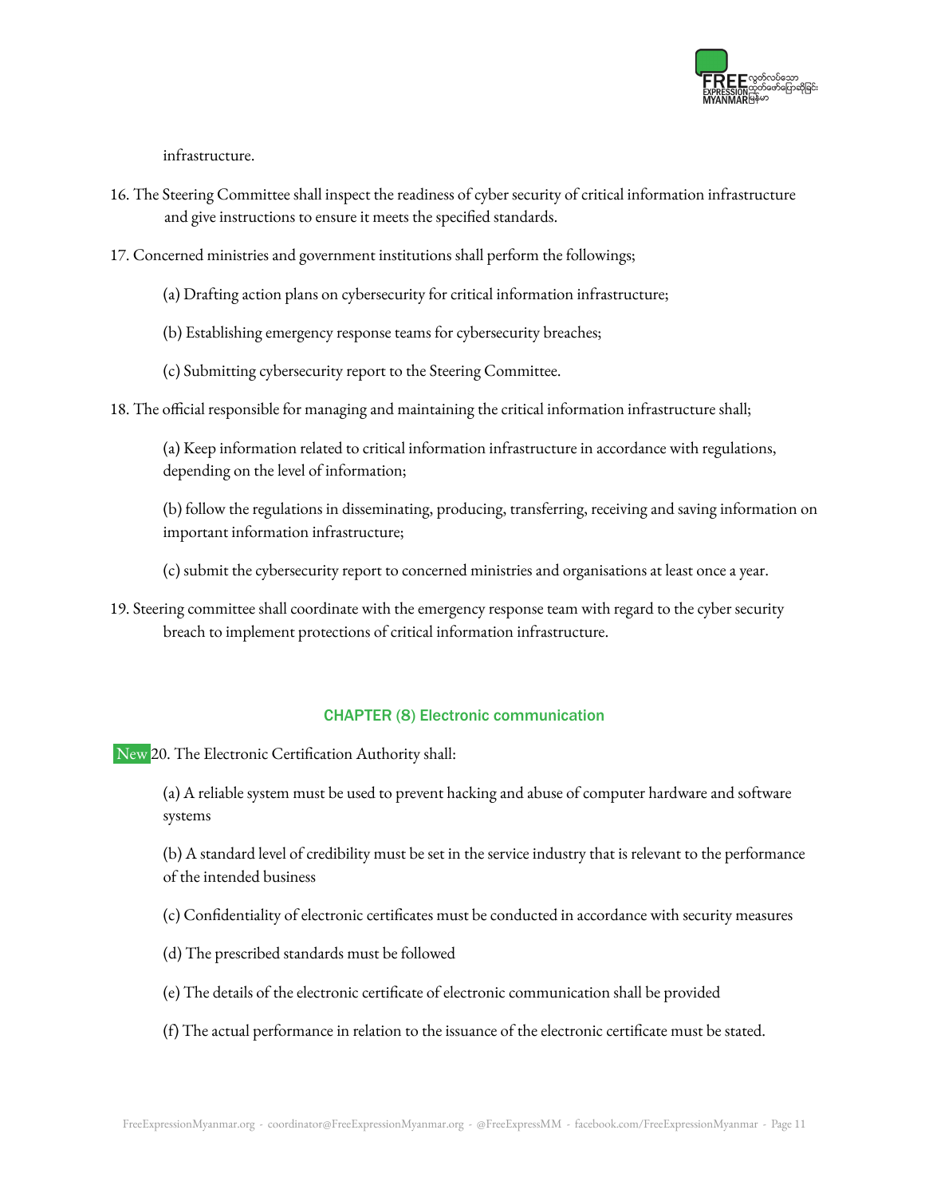infrastructure.

16. The Steering Committee shall inspect the readiness of cyber security of critical information infrastructure and give instructions to ensure it meets the specified standards.

17. Concerned ministries and government institutions shall perform the followings;

    (a) Drafting action plans on cybersecurity for critical information infrastructure;

    (b) Establishing emergency response teams for cybersecurity breaches;

    (c) Submitting cybersecurity report to the Steering Committee.

18. The official responsible for managing and maintaining the critical information infrastructure shall;

    (a) Keep information related to critical information infrastructure in accordance with regulations, depending on the level of information;

    (b) follow the regulations in disseminating, producing, transferring, receiving and saving information on important information infrastructure;

    (c) submit the cybersecurity report to concerned ministries and organisations at least once a year.

19. Steering committee shall coordinate with the emergency response team with regard to the cyber security breach to implement protections of critical information infrastructure.

## CHAPTER (8) Electronic communication

New 20. The Electronic Certification Authority shall:

(a) A reliable system must be used to prevent hacking and abuse of computer hardware and software systems

(b) A standard level of credibility must be set in the service industry that is relevant to the performance of the intended business

(c) Confidentiality of electronic certificates must be conducted in accordance with security measures

(d) The prescribed standards must be followed

(e) The details of the electronic certificate of electronic communication shall be provided

(f) The actual performance in relation to the issuance of the electronic certificate must be stated.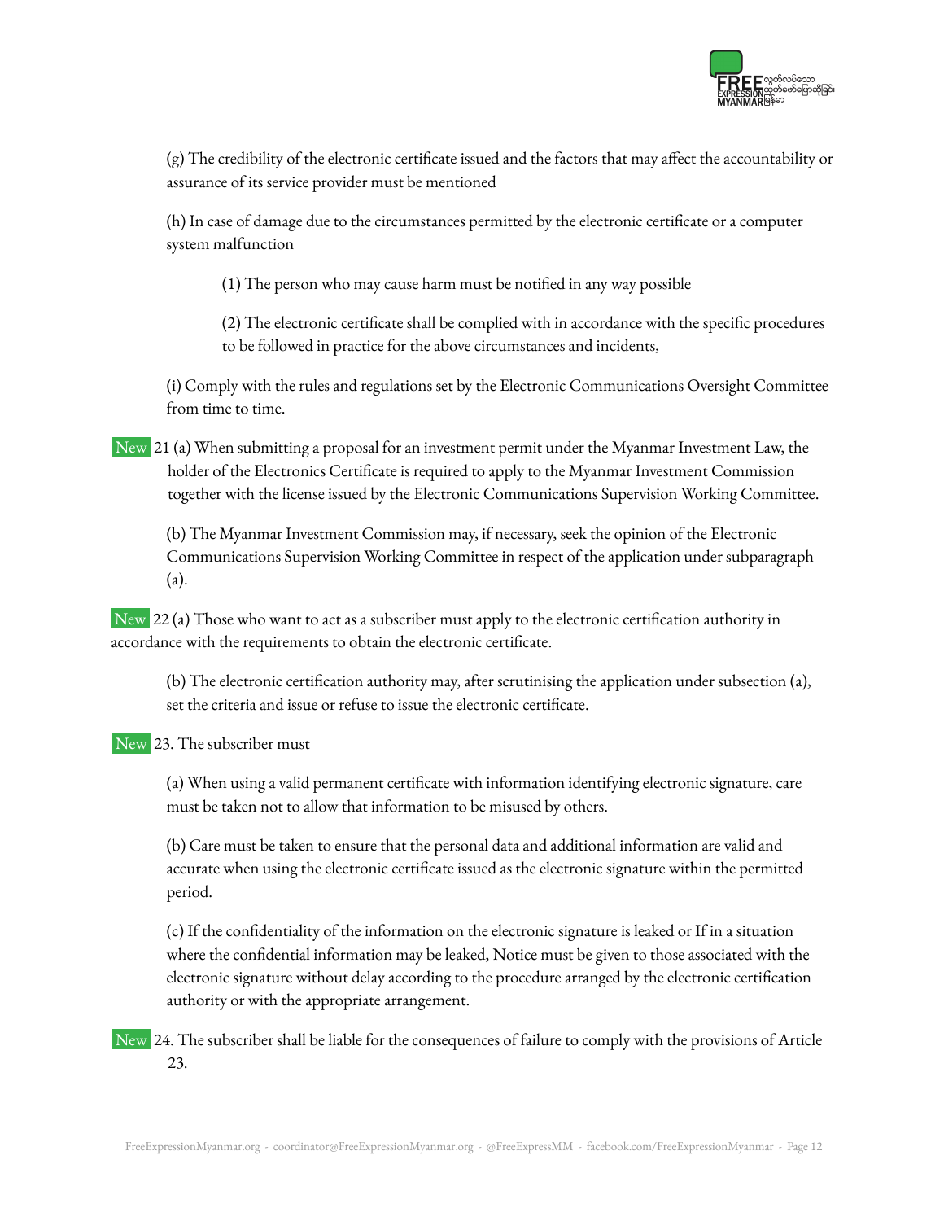(g) The credibility of the electronic certificate issued and the factors that may affect the accountability or assurance of its service provider must be mentioned

(h) In case of damage due to the circumstances permitted by the electronic certificate or a computer system malfunction

> (1) The person who may cause harm must be notified in any way possible
>
> (2) The electronic certificate shall be complied with in accordance with the specific procedures to be followed in practice for the above circumstances and incidents,

(i) Comply with the rules and regulations set by the Electronic Communications Oversight Committee from time to time.

New 21 (a) When submitting a proposal for an investment permit under the Myanmar Investment Law, the holder of the Electronics Certificate is required to apply to the Myanmar Investment Commission together with the license issued by the Electronic Communications Supervision Working Committee.

(b) The Myanmar Investment Commission may, if necessary, seek the opinion of the Electronic Communications Supervision Working Committee in respect of the application under subparagraph (a).

New 22 (a) Those who want to act as a subscriber must apply to the electronic certification authority in accordance with the requirements to obtain the electronic certificate.

(b) The electronic certification authority may, after scrutinising the application under subsection (a), set the criteria and issue or refuse to issue the electronic certificate.

New 23. The subscriber must

(a) When using a valid permanent certificate with information identifying electronic signature, care must be taken not to allow that information to be misused by others.

(b) Care must be taken to ensure that the personal data and additional information are valid and accurate when using the electronic certificate issued as the electronic signature within the permitted period.

(c) If the confidentiality of the information on the electronic signature is leaked or If in a situation where the confidential information may be leaked, Notice must be given to those associated with the electronic signature without delay according to the procedure arranged by the electronic certification authority or with the appropriate arrangement.

New 24. The subscriber shall be liable for the consequences of failure to comply with the provisions of Article 23.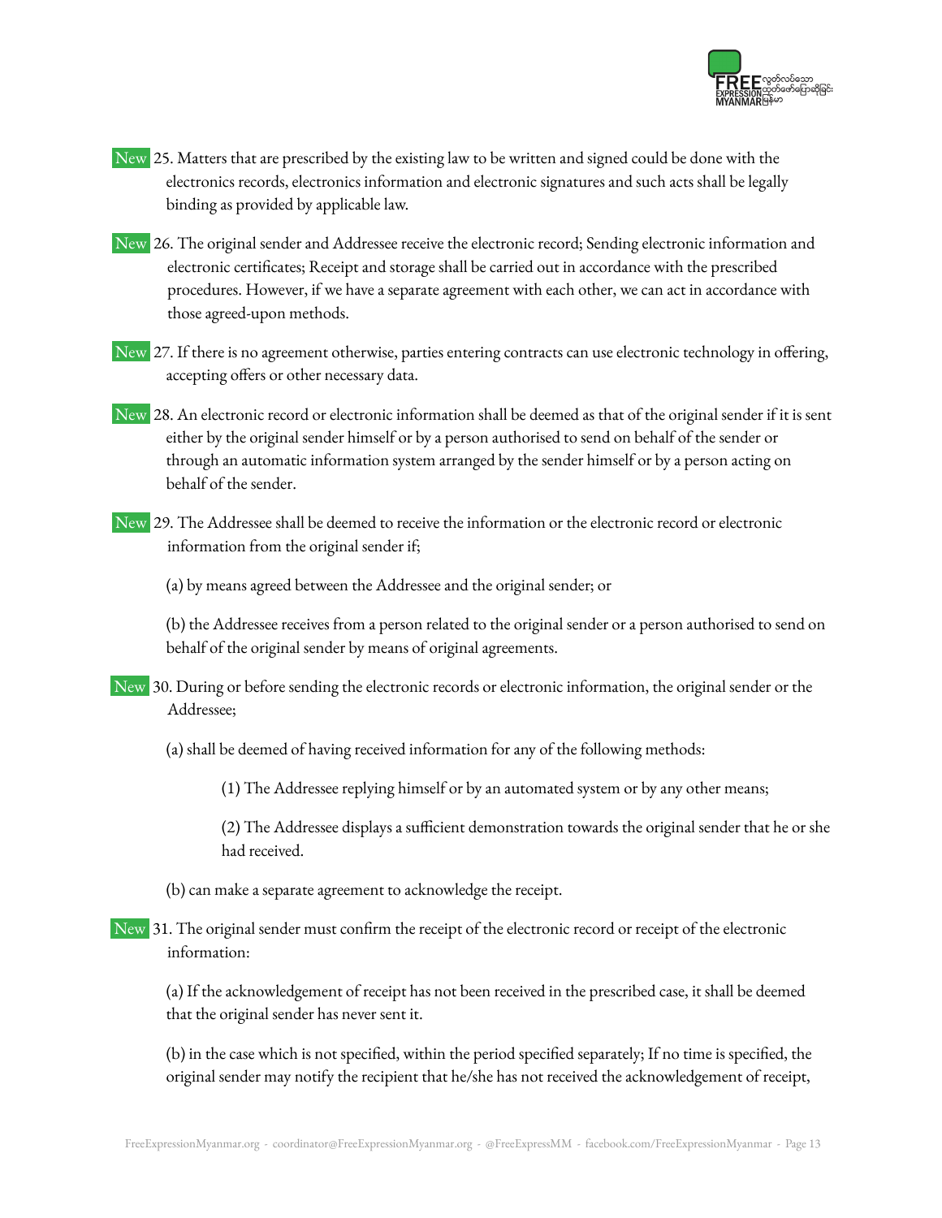New 25. Matters that are prescribed by the existing law to be written and signed could be done with the electronics records, electronics information and electronic signatures and such acts shall be legally binding as provided by applicable law.

New 26. The original sender and Addressee receive the electronic record; Sending electronic information and electronic certificates; Receipt and storage shall be carried out in accordance with the prescribed procedures. However, if we have a separate agreement with each other, we can act in accordance with those agreed-upon methods.

New 27. If there is no agreement otherwise, parties entering contracts can use electronic technology in offering, accepting offers or other necessary data.

New 28. An electronic record or electronic information shall be deemed as that of the original sender if it is sent either by the original sender himself or by a person authorised to send on behalf of the sender or through an automatic information system arranged by the sender himself or by a person acting on behalf of the sender.

New 29. The Addressee shall be deemed to receive the information or the electronic record or electronic information from the original sender if;

(a) by means agreed between the Addressee and the original sender; or

(b) the Addressee receives from a person related to the original sender or a person authorised to send on behalf of the original sender by means of original agreements.

New 30. During or before sending the electronic records or electronic information, the original sender or the Addressee;

(a) shall be deemed of having received information for any of the following methods:

> (1) The Addressee replying himself or by an automated system or by any other means;
>
> (2) The Addressee displays a sufficient demonstration towards the original sender that he or she had received.

(b) can make a separate agreement to acknowledge the receipt.

New 31. The original sender must confirm the receipt of the electronic record or receipt of the electronic information:

(a) If the acknowledgement of receipt has not been received in the prescribed case, it shall be deemed that the original sender has never sent it.

(b) in the case which is not specified, within the period specified separately; If no time is specified, the original sender may notify the recipient that he/she has not received the acknowledgement of receipt,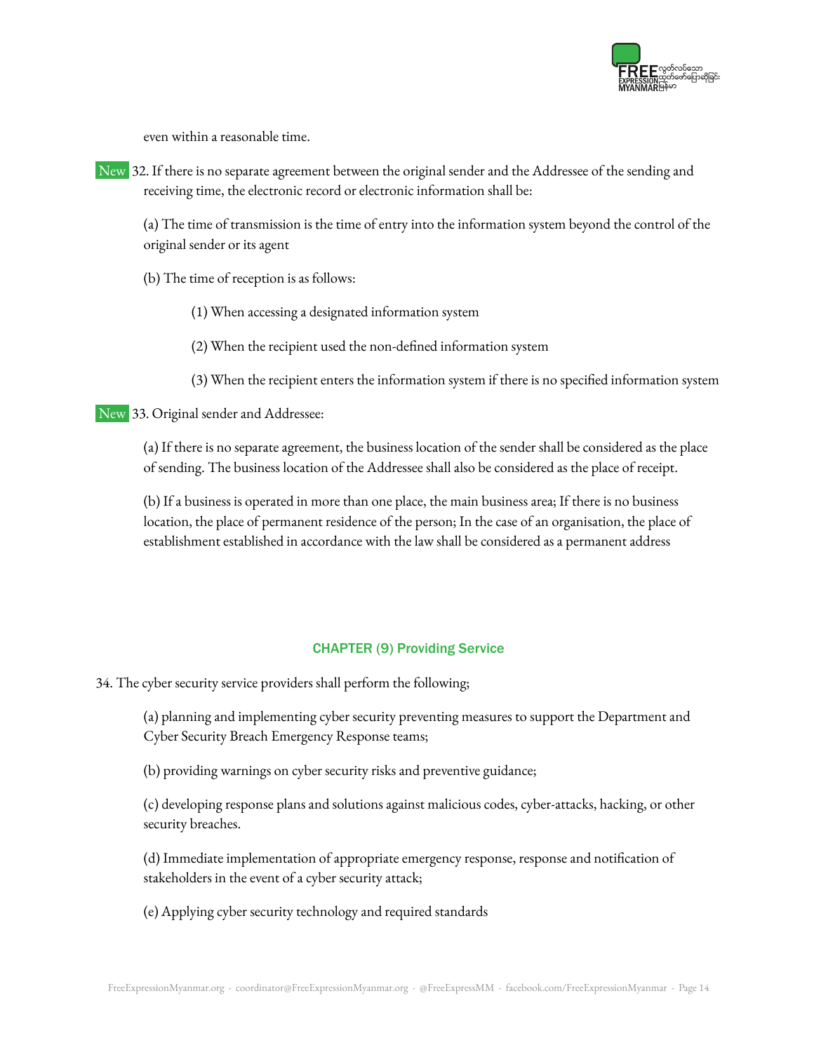even within a reasonable time.

New 32. If there is no separate agreement between the original sender and the Addressee of the sending and receiving time, the electronic record or electronic information shall be:

(a) The time of transmission is the time of entry into the information system beyond the control of the original sender or its agent

(b) The time of reception is as follows:

(1) When accessing a designated information system

(2) When the recipient used the non-defined information system

(3) When the recipient enters the information system if there is no specified information system

New 33. Original sender and Addressee:

(a) If there is no separate agreement, the business location of the sender shall be considered as the place of sending. The business location of the Addressee shall also be considered as the place of receipt.

(b) If a business is operated in more than one place, the main business area; If there is no business location, the place of permanent residence of the person; In the case of an organisation, the place of establishment established in accordance with the law shall be considered as a permanent address

## CHAPTER (9) Providing Service

34. The cyber security service providers shall perform the following;

(a) planning and implementing cyber security preventing measures to support the Department and Cyber Security Breach Emergency Response teams;

(b) providing warnings on cyber security risks and preventive guidance;

(c) developing response plans and solutions against malicious codes, cyber-attacks, hacking, or other security breaches.

(d) Immediate implementation of appropriate emergency response, response and notification of stakeholders in the event of a cyber security attack;

(e) Applying cyber security technology and required standards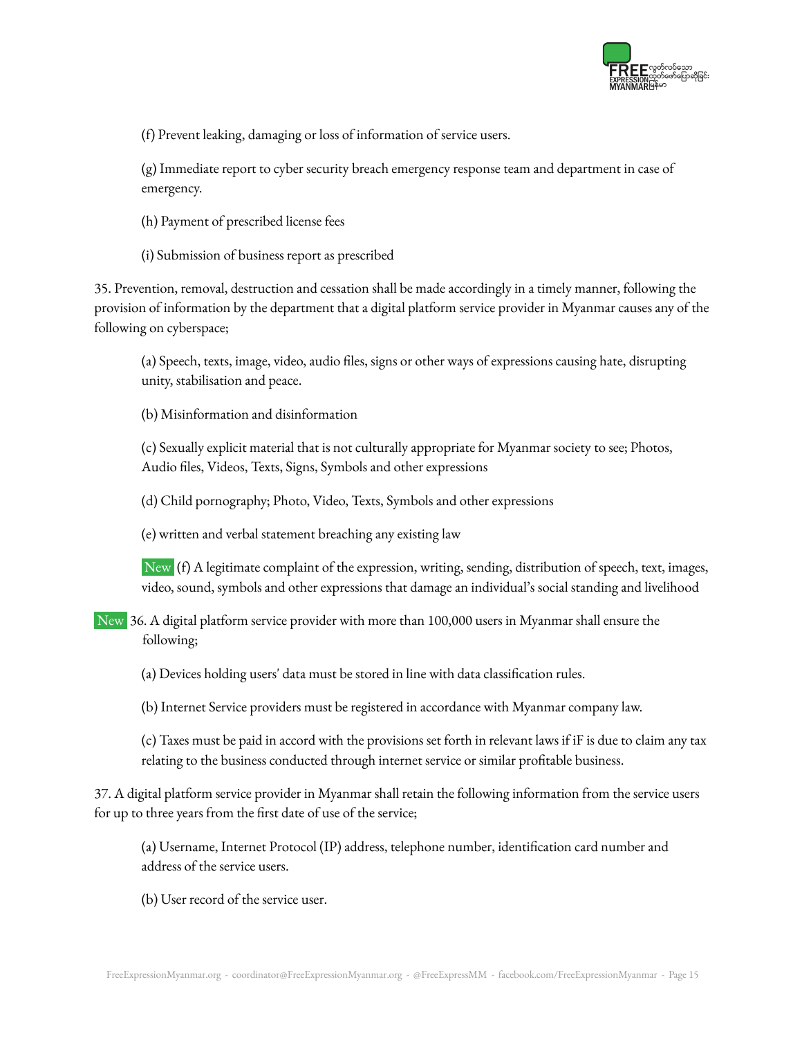(f) Prevent leaking, damaging or loss of information of service users.

(g) Immediate report to cyber security breach emergency response team and department in case of emergency.

(h) Payment of prescribed license fees

(i) Submission of business report as prescribed

35. Prevention, removal, destruction and cessation shall be made accordingly in a timely manner, following the provision of information by the department that a digital platform service provider in Myanmar causes any of the following on cyberspace;

(a) Speech, texts, image, video, audio files, signs or other ways of expressions causing hate, disrupting unity, stabilisation and peace.

(b) Misinformation and disinformation

(c) Sexually explicit material that is not culturally appropriate for Myanmar society to see; Photos, Audio files, Videos, Texts, Signs, Symbols and other expressions

(d) Child pornography; Photo, Video, Texts, Symbols and other expressions

(e) written and verbal statement breaching any existing law

New (f) A legitimate complaint of the expression, writing, sending, distribution of speech, text, images, video, sound, symbols and other expressions that damage an individual's social standing and livelihood

New 36. A digital platform service provider with more than 100,000 users in Myanmar shall ensure the following;

(a) Devices holding users' data must be stored in line with data classification rules.

(b) Internet Service providers must be registered in accordance with Myanmar company law.

(c) Taxes must be paid in accord with the provisions set forth in relevant laws if iF is due to claim any tax relating to the business conducted through internet service or similar profitable business.

37. A digital platform service provider in Myanmar shall retain the following information from the service users for up to three years from the first date of use of the service;

(a) Username, Internet Protocol (IP) address, telephone number, identification card number and address of the service users.

(b) User record of the service user.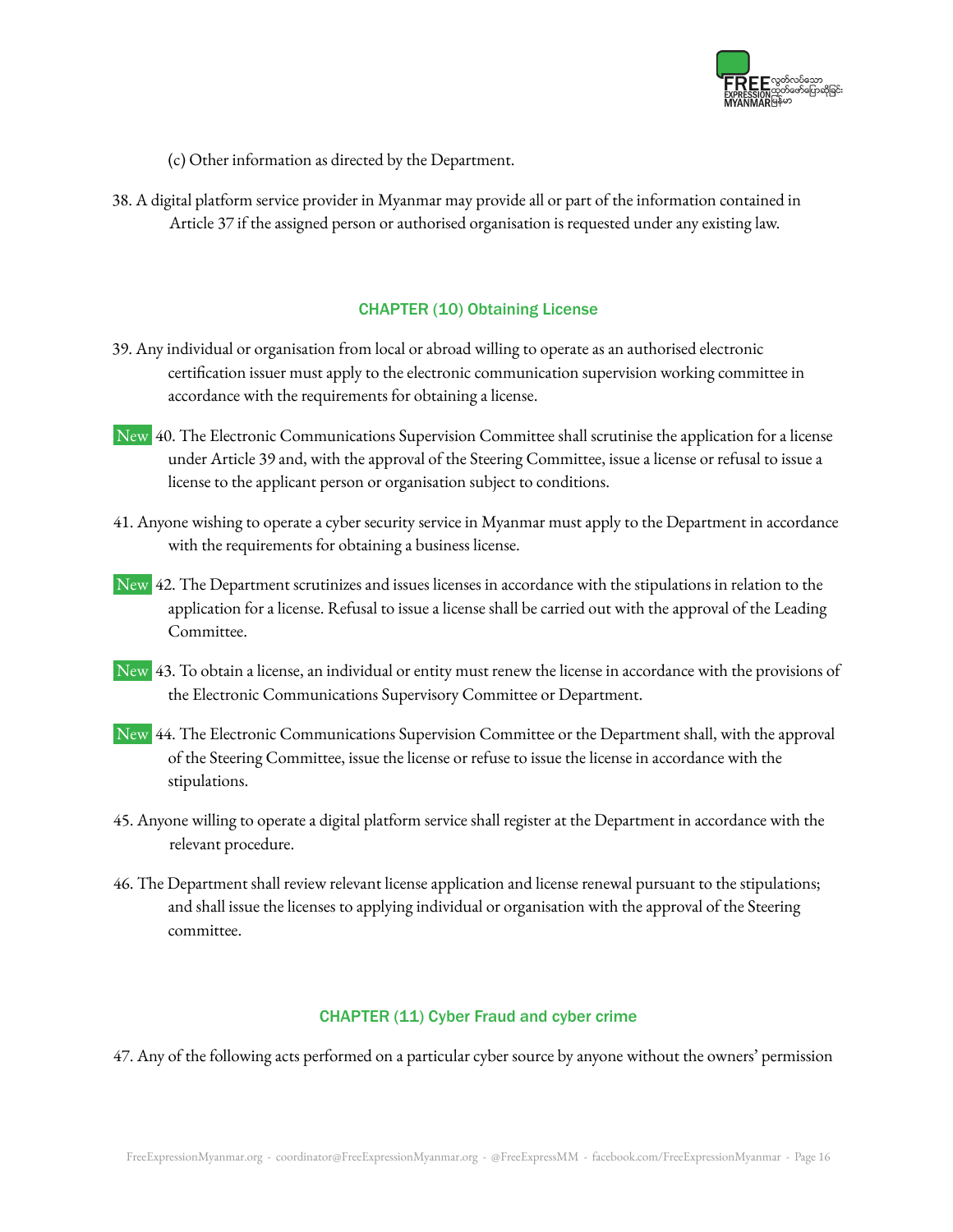(c) Other information as directed by the Department.

38. A digital platform service provider in Myanmar may provide all or part of the information contained in Article 37 if the assigned person or authorised organisation is requested under any existing law.

## CHAPTER (10) Obtaining License

39. Any individual or organisation from local or abroad willing to operate as an authorised electronic certification issuer must apply to the electronic communication supervision working committee in accordance with the requirements for obtaining a license.

New 40. The Electronic Communications Supervision Committee shall scrutinise the application for a license under Article 39 and, with the approval of the Steering Committee, issue a license or refusal to issue a license to the applicant person or organisation subject to conditions.

41. Anyone wishing to operate a cyber security service in Myanmar must apply to the Department in accordance with the requirements for obtaining a business license.

New 42. The Department scrutinizes and issues licenses in accordance with the stipulations in relation to the application for a license. Refusal to issue a license shall be carried out with the approval of the Leading Committee.

New 43. To obtain a license, an individual or entity must renew the license in accordance with the provisions of the Electronic Communications Supervisory Committee or Department.

New 44. The Electronic Communications Supervision Committee or the Department shall, with the approval of the Steering Committee, issue the license or refuse to issue the license in accordance with the stipulations.

45. Anyone willing to operate a digital platform service shall register at the Department in accordance with the relevant procedure.

46. The Department shall review relevant license application and license renewal pursuant to the stipulations; and shall issue the licenses to applying individual or organisation with the approval of the Steering committee.

## CHAPTER (11) Cyber Fraud and cyber crime

47. Any of the following acts performed on a particular cyber source by anyone without the owners' permission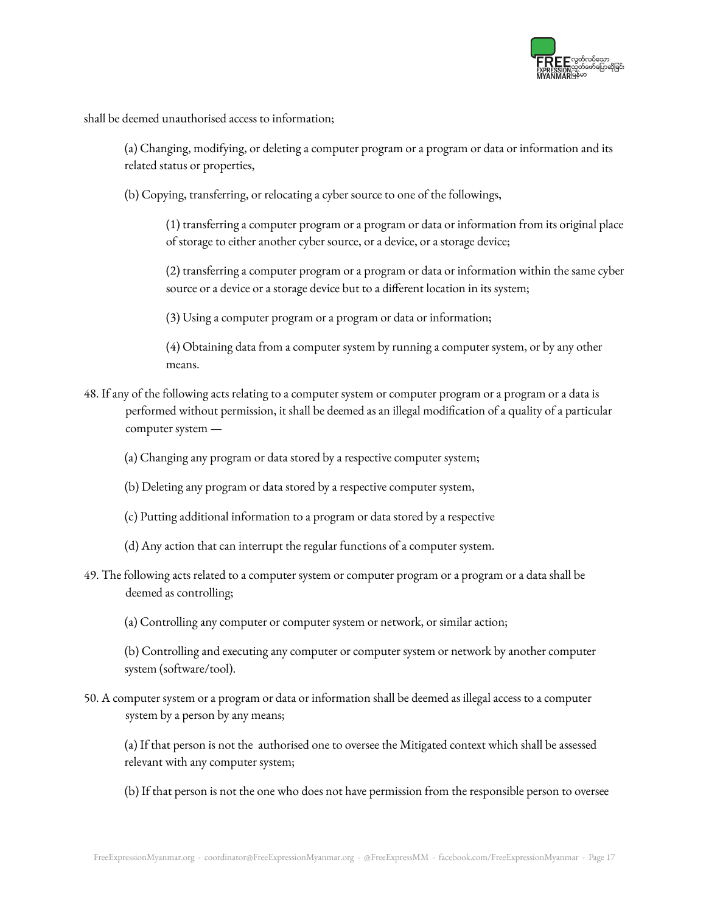shall be deemed unauthorised access to information;

(a) Changing, modifying, or deleting a computer program or a program or data or information and its related status or properties,

(b) Copying, transferring, or relocating a cyber source to one of the followings,

(1) transferring a computer program or a program or data or information from its original place of storage to either another cyber source, or a device, or a storage device;

(2) transferring a computer program or a program or data or information within the same cyber source or a device or a storage device but to a different location in its system;

(3) Using a computer program or a program or data or information;

(4) Obtaining data from a computer system by running a computer system, or by any other means.

48. If any of the following acts relating to a computer system or computer program or a program or a data is performed without permission, it shall be deemed as an illegal modification of a quality of a particular computer system —

(a) Changing any program or data stored by a respective computer system;

(b) Deleting any program or data stored by a respective computer system,

(c) Putting additional information to a program or data stored by a respective

(d) Any action that can interrupt the regular functions of a computer system.

49. The following acts related to a computer system or computer program or a program or a data shall be deemed as controlling;

(a) Controlling any computer or computer system or network, or similar action;

(b) Controlling and executing any computer or computer system or network by another computer system (software/tool).

50. A computer system or a program or data or information shall be deemed as illegal access to a computer system by a person by any means;

(a) If that person is not the authorised one to oversee the Mitigated context which shall be assessed relevant with any computer system;

(b) If that person is not the one who does not have permission from the responsible person to oversee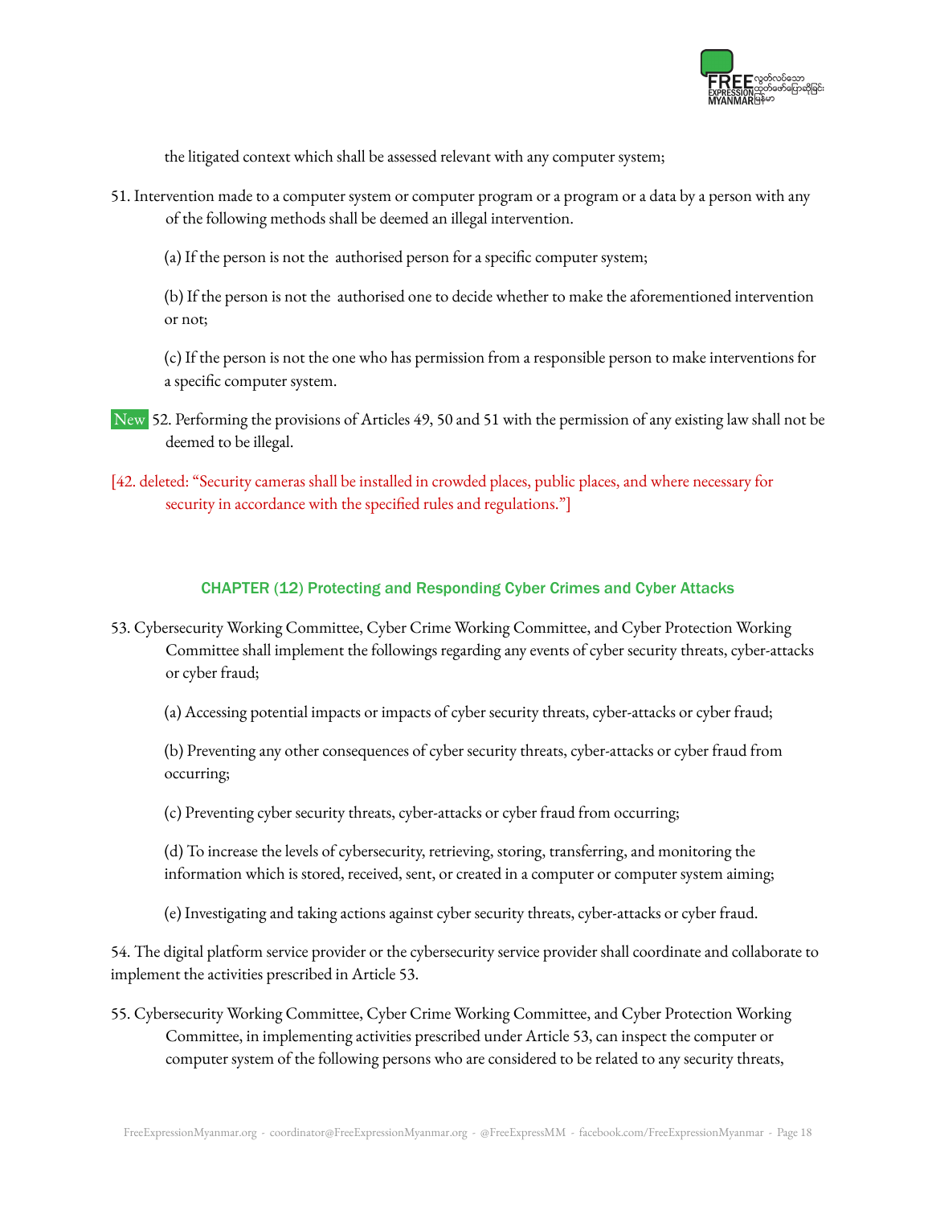the litigated context which shall be assessed relevant with any computer system;

51. Intervention made to a computer system or computer program or a program or a data by a person with any of the following methods shall be deemed an illegal intervention.

(a) If the person is not the authorised person for a specific computer system;

(b) If the person is not the authorised one to decide whether to make the aforementioned intervention or not;

(c) If the person is not the one who has permission from a responsible person to make interventions for a specific computer system.

New 52. Performing the provisions of Articles 49, 50 and 51 with the permission of any existing law shall not be deemed to be illegal.

[42. deleted: "Security cameras shall be installed in crowded places, public places, and where necessary for security in accordance with the specified rules and regulations."]

## CHAPTER (12) Protecting and Responding Cyber Crimes and Cyber Attacks

53. Cybersecurity Working Committee, Cyber Crime Working Committee, and Cyber Protection Working Committee shall implement the followings regarding any events of cyber security threats, cyber-attacks or cyber fraud;

(a) Accessing potential impacts or impacts of cyber security threats, cyber-attacks or cyber fraud;

(b) Preventing any other consequences of cyber security threats, cyber-attacks or cyber fraud from occurring;

(c) Preventing cyber security threats, cyber-attacks or cyber fraud from occurring;

(d) To increase the levels of cybersecurity, retrieving, storing, transferring, and monitoring the information which is stored, received, sent, or created in a computer or computer system aiming;

(e) Investigating and taking actions against cyber security threats, cyber-attacks or cyber fraud.

54. The digital platform service provider or the cybersecurity service provider shall coordinate and collaborate to implement the activities prescribed in Article 53.

55. Cybersecurity Working Committee, Cyber Crime Working Committee, and Cyber Protection Working Committee, in implementing activities prescribed under Article 53, can inspect the computer or computer system of the following persons who are considered to be related to any security threats,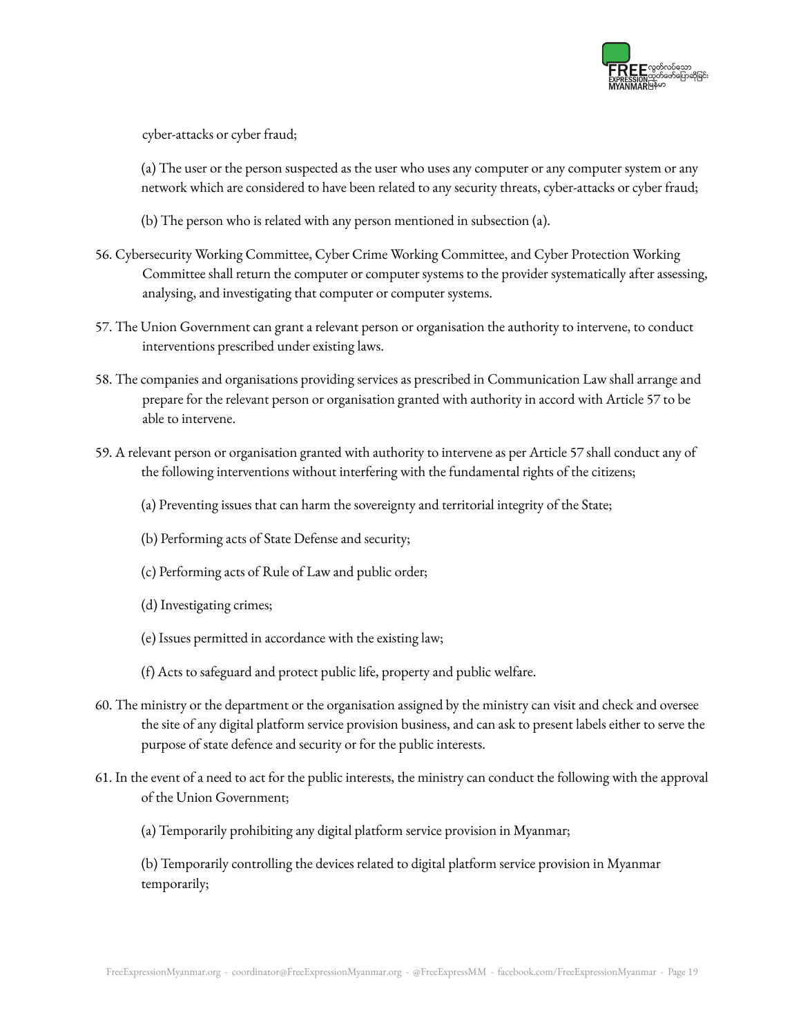cyber-attacks or cyber fraud;

(a) The user or the person suspected as the user who uses any computer or any computer system or any network which are considered to have been related to any security threats, cyber-attacks or cyber fraud;

(b) The person who is related with any person mentioned in subsection (a).

56. Cybersecurity Working Committee, Cyber Crime Working Committee, and Cyber Protection Working Committee shall return the computer or computer systems to the provider systematically after assessing, analysing, and investigating that computer or computer systems.

57. The Union Government can grant a relevant person or organisation the authority to intervene, to conduct interventions prescribed under existing laws.

58. The companies and organisations providing services as prescribed in Communication Law shall arrange and prepare for the relevant person or organisation granted with authority in accord with Article 57 to be able to intervene.

59. A relevant person or organisation granted with authority to intervene as per Article 57 shall conduct any of the following interventions without interfering with the fundamental rights of the citizens;

(a) Preventing issues that can harm the sovereignty and territorial integrity of the State;

(b) Performing acts of State Defense and security;

(c) Performing acts of Rule of Law and public order;

(d) Investigating crimes;

(e) Issues permitted in accordance with the existing law;

(f) Acts to safeguard and protect public life, property and public welfare.

60. The ministry or the department or the organisation assigned by the ministry can visit and check and oversee the site of any digital platform service provision business, and can ask to present labels either to serve the purpose of state defence and security or for the public interests.

61. In the event of a need to act for the public interests, the ministry can conduct the following with the approval of the Union Government;

(a) Temporarily prohibiting any digital platform service provision in Myanmar;

(b) Temporarily controlling the devices related to digital platform service provision in Myanmar temporarily;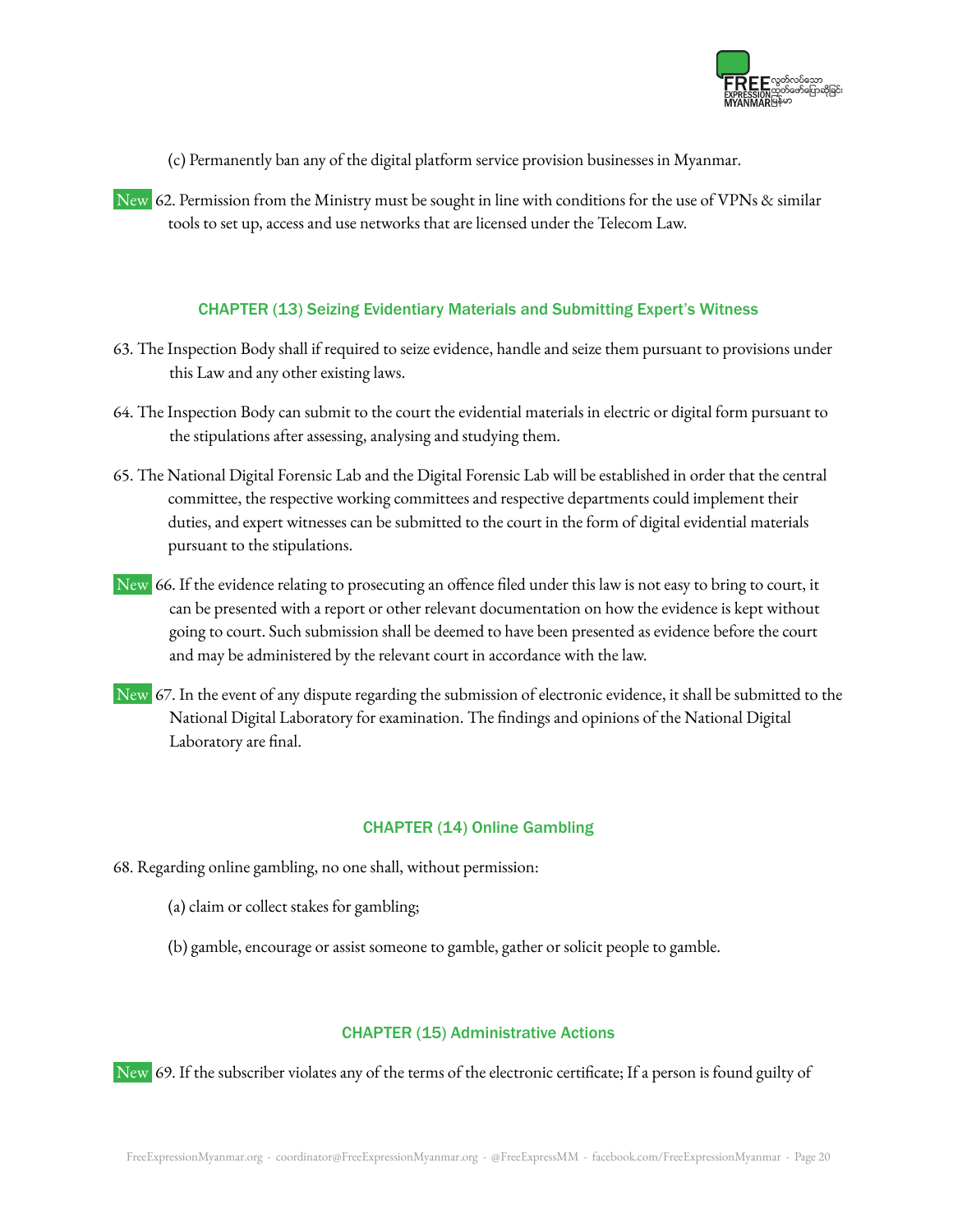(c) Permanently ban any of the digital platform service provision businesses in Myanmar.

New 62. Permission from the Ministry must be sought in line with conditions for the use of VPNs & similar tools to set up, access and use networks that are licensed under the Telecom Law.

## CHAPTER (13) Seizing Evidentiary Materials and Submitting Expert's Witness

63. The Inspection Body shall if required to seize evidence, handle and seize them pursuant to provisions under this Law and any other existing laws.

64. The Inspection Body can submit to the court the evidential materials in electric or digital form pursuant to the stipulations after assessing, analysing and studying them.

65. The National Digital Forensic Lab and the Digital Forensic Lab will be established in order that the central committee, the respective working committees and respective departments could implement their duties, and expert witnesses can be submitted to the court in the form of digital evidential materials pursuant to the stipulations.

New 66. If the evidence relating to prosecuting an offence filed under this law is not easy to bring to court, it can be presented with a report or other relevant documentation on how the evidence is kept without going to court. Such submission shall be deemed to have been presented as evidence before the court and may be administered by the relevant court in accordance with the law.

New 67. In the event of any dispute regarding the submission of electronic evidence, it shall be submitted to the National Digital Laboratory for examination. The findings and opinions of the National Digital Laboratory are final.

## CHAPTER (14) Online Gambling

68. Regarding online gambling, no one shall, without permission:

(a) claim or collect stakes for gambling;

(b) gamble, encourage or assist someone to gamble, gather or solicit people to gamble.

## CHAPTER (15) Administrative Actions

New 69. If the subscriber violates any of the terms of the electronic certificate; If a person is found guilty of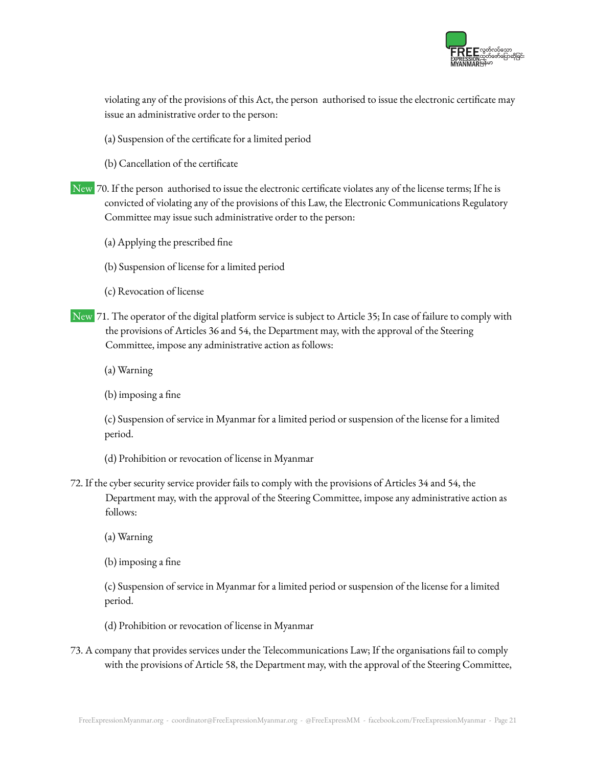violating any of the provisions of this Act, the person authorised to issue the electronic certificate may issue an administrative order to the person:

(a) Suspension of the certificate for a limited period

(b) Cancellation of the certificate

New 70. If the person authorised to issue the electronic certificate violates any of the license terms; If he is convicted of violating any of the provisions of this Law, the Electronic Communications Regulatory Committee may issue such administrative order to the person:

(a) Applying the prescribed fine

(b) Suspension of license for a limited period

(c) Revocation of license

New 71. The operator of the digital platform service is subject to Article 35; In case of failure to comply with the provisions of Articles 36 and 54, the Department may, with the approval of the Steering Committee, impose any administrative action as follows:

(a) Warning

(b) imposing a fine

(c) Suspension of service in Myanmar for a limited period or suspension of the license for a limited period.

(d) Prohibition or revocation of license in Myanmar

72. If the cyber security service provider fails to comply with the provisions of Articles 34 and 54, the Department may, with the approval of the Steering Committee, impose any administrative action as follows:

(a) Warning

(b) imposing a fine

(c) Suspension of service in Myanmar for a limited period or suspension of the license for a limited period.

(d) Prohibition or revocation of license in Myanmar

73. A company that provides services under the Telecommunications Law; If the organisations fail to comply with the provisions of Article 58, the Department may, with the approval of the Steering Committee,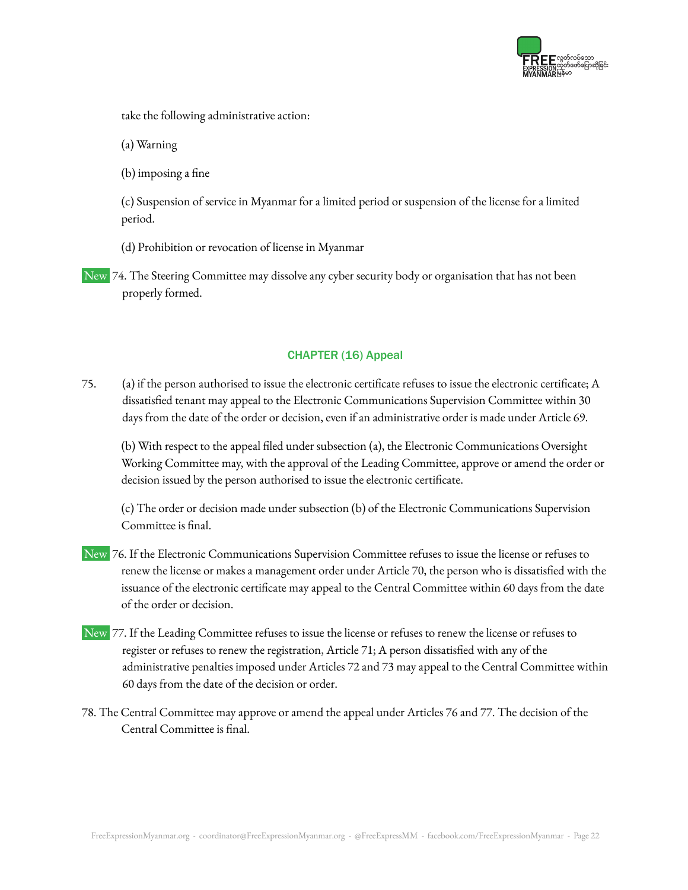take the following administrative action:

(a) Warning

(b) imposing a fine

(c) Suspension of service in Myanmar for a limited period or suspension of the license for a limited period.

(d) Prohibition or revocation of license in Myanmar

New 74. The Steering Committee may dissolve any cyber security body or organisation that has not been properly formed.

## CHAPTER (16) Appeal

75. (a) if the person authorised to issue the electronic certificate refuses to issue the electronic certificate; A dissatisfied tenant may appeal to the Electronic Communications Supervision Committee within 30 days from the date of the order or decision, even if an administrative order is made under Article 69.

(b) With respect to the appeal filed under subsection (a), the Electronic Communications Oversight Working Committee may, with the approval of the Leading Committee, approve or amend the order or decision issued by the person authorised to issue the electronic certificate.

(c) The order or decision made under subsection (b) of the Electronic Communications Supervision Committee is final.

New 76. If the Electronic Communications Supervision Committee refuses to issue the license or refuses to renew the license or makes a management order under Article 70, the person who is dissatisfied with the issuance of the electronic certificate may appeal to the Central Committee within 60 days from the date of the order or decision.

New 77. If the Leading Committee refuses to issue the license or refuses to renew the license or refuses to register or refuses to renew the registration, Article 71; A person dissatisfied with any of the administrative penalties imposed under Articles 72 and 73 may appeal to the Central Committee within 60 days from the date of the decision or order.

78. The Central Committee may approve or amend the appeal under Articles 76 and 77. The decision of the Central Committee is final.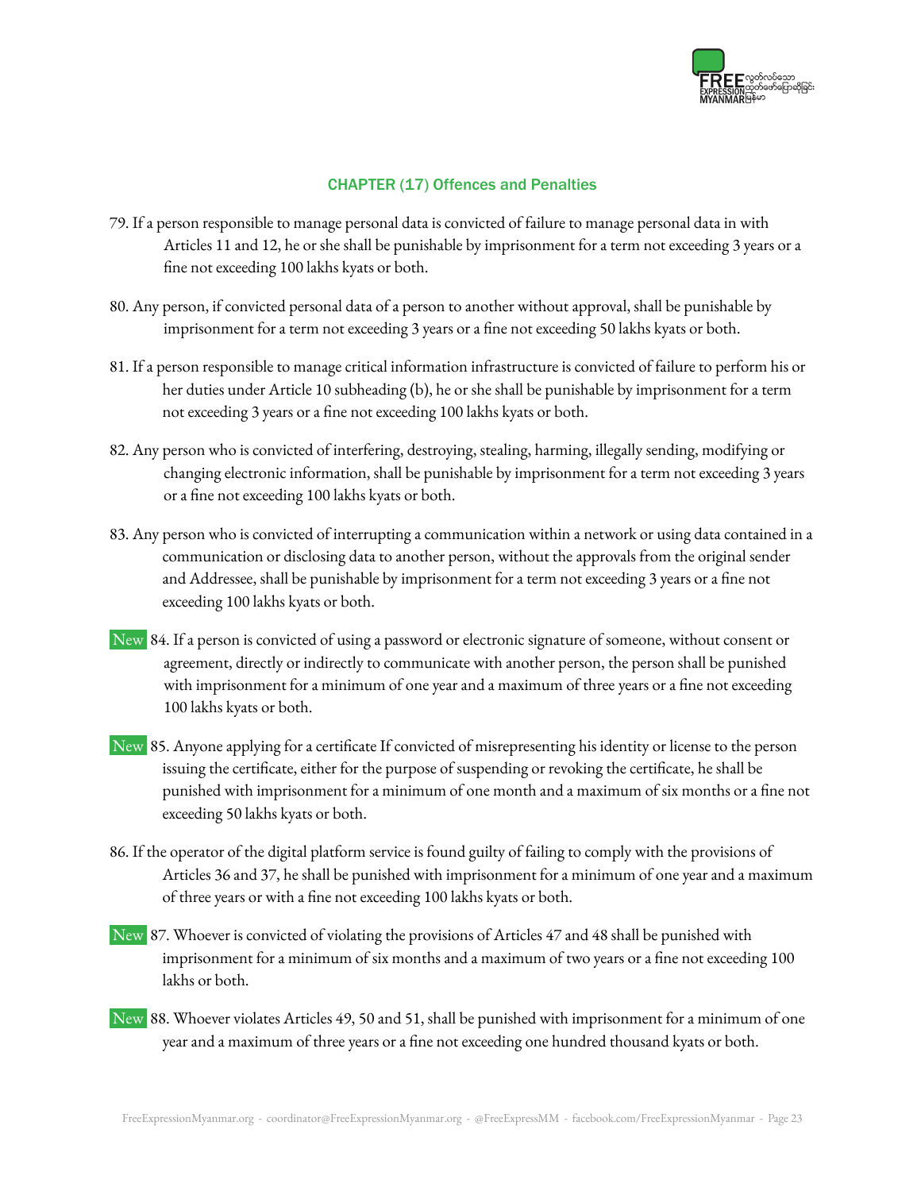## CHAPTER (17) Offences and Penalties

79. If a person responsible to manage personal data is convicted of failure to manage personal data in with Articles 11 and 12, he or she shall be punishable by imprisonment for a term not exceeding 3 years or a fine not exceeding 100 lakhs kyats or both.

80. Any person, if convicted personal data of a person to another without approval, shall be punishable by imprisonment for a term not exceeding 3 years or a fine not exceeding 50 lakhs kyats or both.

81. If a person responsible to manage critical information infrastructure is convicted of failure to perform his or her duties under Article 10 subheading (b), he or she shall be punishable by imprisonment for a term not exceeding 3 years or a fine not exceeding 100 lakhs kyats or both.

82. Any person who is convicted of interfering, destroying, stealing, harming, illegally sending, modifying or changing electronic information, shall be punishable by imprisonment for a term not exceeding 3 years or a fine not exceeding 100 lakhs kyats or both.

83. Any person who is convicted of interrupting a communication within a network or using data contained in a communication or disclosing data to another person, without the approvals from the original sender and Addressee, shall be punishable by imprisonment for a term not exceeding 3 years or a fine not exceeding 100 lakhs kyats or both.

New 84. If a person is convicted of using a password or electronic signature of someone, without consent or agreement, directly or indirectly to communicate with another person, the person shall be punished with imprisonment for a minimum of one year and a maximum of three years or a fine not exceeding 100 lakhs kyats or both.

New 85. Anyone applying for a certificate If convicted of misrepresenting his identity or license to the person issuing the certificate, either for the purpose of suspending or revoking the certificate, he shall be punished with imprisonment for a minimum of one month and a maximum of six months or a fine not exceeding 50 lakhs kyats or both.

86. If the operator of the digital platform service is found guilty of failing to comply with the provisions of Articles 36 and 37, he shall be punished with imprisonment for a minimum of one year and a maximum of three years or with a fine not exceeding 100 lakhs kyats or both.

New 87. Whoever is convicted of violating the provisions of Articles 47 and 48 shall be punished with imprisonment for a minimum of six months and a maximum of two years or a fine not exceeding 100 lakhs or both.

New 88. Whoever violates Articles 49, 50 and 51, shall be punished with imprisonment for a minimum of one year and a maximum of three years or a fine not exceeding one hundred thousand kyats or both.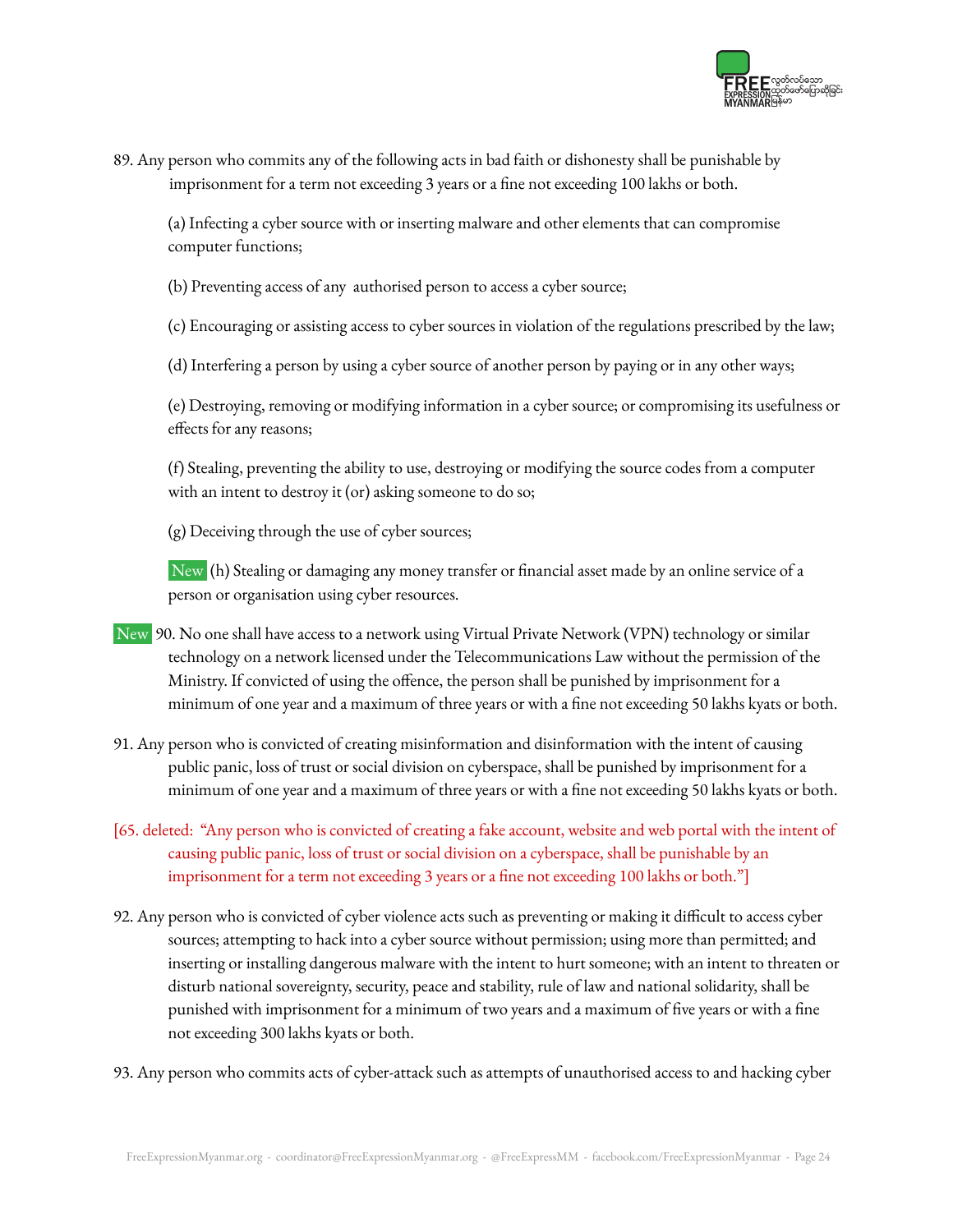89. Any person who commits any of the following acts in bad faith or dishonesty shall be punishable by imprisonment for a term not exceeding 3 years or a fine not exceeding 100 lakhs or both.

(a) Infecting a cyber source with or inserting malware and other elements that can compromise computer functions;

(b) Preventing access of any authorised person to access a cyber source;

(c) Encouraging or assisting access to cyber sources in violation of the regulations prescribed by the law;

(d) Interfering a person by using a cyber source of another person by paying or in any other ways;

(e) Destroying, removing or modifying information in a cyber source; or compromising its usefulness or effects for any reasons;

(f) Stealing, preventing the ability to use, destroying or modifying the source codes from a computer with an intent to destroy it (or) asking someone to do so;

(g) Deceiving through the use of cyber sources;

New (h) Stealing or damaging any money transfer or financial asset made by an online service of a person or organisation using cyber resources.

New 90. No one shall have access to a network using Virtual Private Network (VPN) technology or similar technology on a network licensed under the Telecommunications Law without the permission of the Ministry. If convicted of using the offence, the person shall be punished by imprisonment for a minimum of one year and a maximum of three years or with a fine not exceeding 50 lakhs kyats or both.

91. Any person who is convicted of creating misinformation and disinformation with the intent of causing public panic, loss of trust or social division on cyberspace, shall be punished by imprisonment for a minimum of one year and a maximum of three years or with a fine not exceeding 50 lakhs kyats or both.

[65. deleted: "Any person who is convicted of creating a fake account, website and web portal with the intent of causing public panic, loss of trust or social division on a cyberspace, shall be punishable by an imprisonment for a term not exceeding 3 years or a fine not exceeding 100 lakhs or both."]

92. Any person who is convicted of cyber violence acts such as preventing or making it difficult to access cyber sources; attempting to hack into a cyber source without permission; using more than permitted; and inserting or installing dangerous malware with the intent to hurt someone; with an intent to threaten or disturb national sovereignty, security, peace and stability, rule of law and national solidarity, shall be punished with imprisonment for a minimum of two years and a maximum of five years or with a fine not exceeding 300 lakhs kyats or both.

93. Any person who commits acts of cyber-attack such as attempts of unauthorised access to and hacking cyber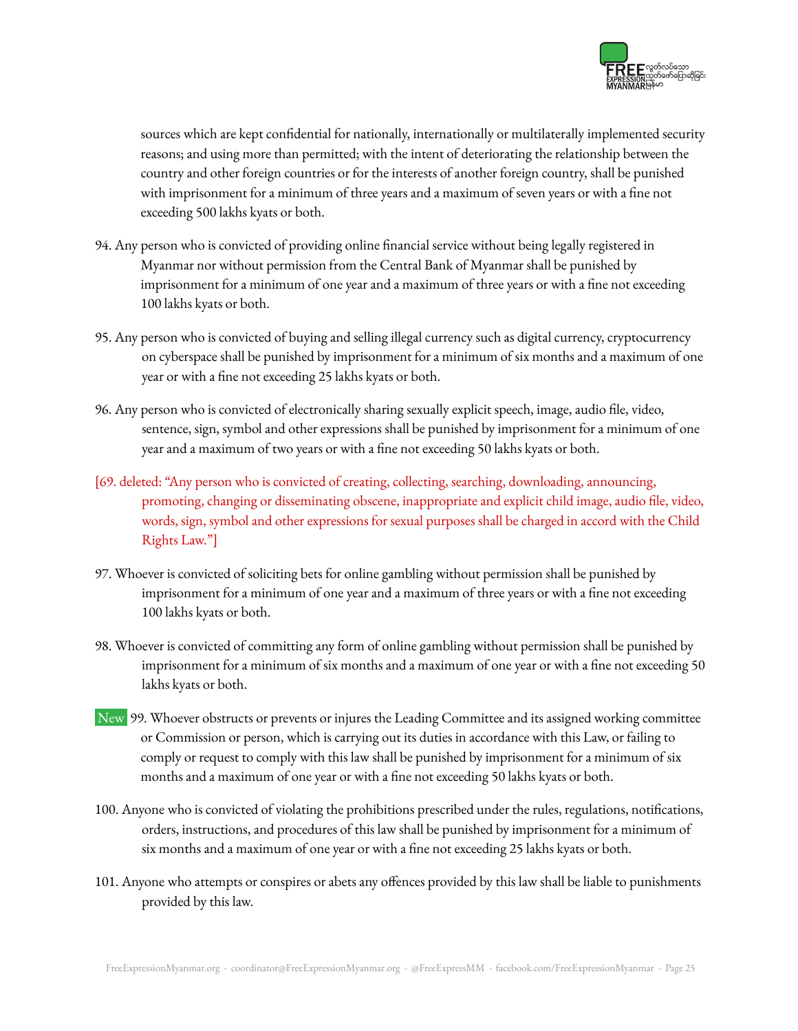sources which are kept confidential for nationally, internationally or multilaterally implemented security reasons; and using more than permitted; with the intent of deteriorating the relationship between the country and other foreign countries or for the interests of another foreign country, shall be punished with imprisonment for a minimum of three years and a maximum of seven years or with a fine not exceeding 500 lakhs kyats or both.

94. Any person who is convicted of providing online financial service without being legally registered in Myanmar nor without permission from the Central Bank of Myanmar shall be punished by imprisonment for a minimum of one year and a maximum of three years or with a fine not exceeding 100 lakhs kyats or both.

95. Any person who is convicted of buying and selling illegal currency such as digital currency, cryptocurrency on cyberspace shall be punished by imprisonment for a minimum of six months and a maximum of one year or with a fine not exceeding 25 lakhs kyats or both.

96. Any person who is convicted of electronically sharing sexually explicit speech, image, audio file, video, sentence, sign, symbol and other expressions shall be punished by imprisonment for a minimum of one year and a maximum of two years or with a fine not exceeding 50 lakhs kyats or both.

[69. deleted: "Any person who is convicted of creating, collecting, searching, downloading, announcing, promoting, changing or disseminating obscene, inappropriate and explicit child image, audio file, video, words, sign, symbol and other expressions for sexual purposes shall be charged in accord with the Child Rights Law."]

97. Whoever is convicted of soliciting bets for online gambling without permission shall be punished by imprisonment for a minimum of one year and a maximum of three years or with a fine not exceeding 100 lakhs kyats or both.

98. Whoever is convicted of committing any form of online gambling without permission shall be punished by imprisonment for a minimum of six months and a maximum of one year or with a fine not exceeding 50 lakhs kyats or both.

New 99. Whoever obstructs or prevents or injures the Leading Committee and its assigned working committee or Commission or person, which is carrying out its duties in accordance with this Law, or failing to comply or request to comply with this law shall be punished by imprisonment for a minimum of six months and a maximum of one year or with a fine not exceeding 50 lakhs kyats or both.

100. Anyone who is convicted of violating the prohibitions prescribed under the rules, regulations, notifications, orders, instructions, and procedures of this law shall be punished by imprisonment for a minimum of six months and a maximum of one year or with a fine not exceeding 25 lakhs kyats or both.

101. Anyone who attempts or conspires or abets any offences provided by this law shall be liable to punishments provided by this law.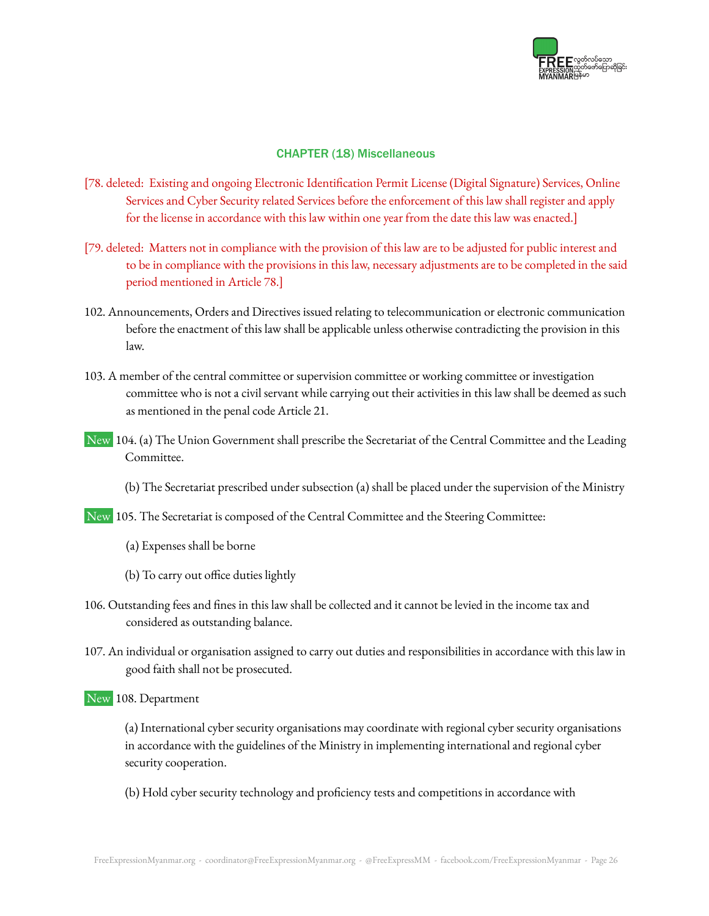## CHAPTER (18) Miscellaneous

[78. deleted: Existing and ongoing Electronic Identification Permit License (Digital Signature) Services, Online Services and Cyber Security related Services before the enforcement of this law shall register and apply for the license in accordance with this law within one year from the date this law was enacted.]

[79. deleted: Matters not in compliance with the provision of this law are to be adjusted for public interest and to be in compliance with the provisions in this law, necessary adjustments are to be completed in the said period mentioned in Article 78.]

102. Announcements, Orders and Directives issued relating to telecommunication or electronic communication before the enactment of this law shall be applicable unless otherwise contradicting the provision in this law.

103. A member of the central committee or supervision committee or working committee or investigation committee who is not a civil servant while carrying out their activities in this law shall be deemed as such as mentioned in the penal code Article 21.

New 104. (a) The Union Government shall prescribe the Secretariat of the Central Committee and the Leading Committee.

(b) The Secretariat prescribed under subsection (a) shall be placed under the supervision of the Ministry

New 105. The Secretariat is composed of the Central Committee and the Steering Committee:

(a) Expenses shall be borne

(b) To carry out office duties lightly

106. Outstanding fees and fines in this law shall be collected and it cannot be levied in the income tax and considered as outstanding balance.

107. An individual or organisation assigned to carry out duties and responsibilities in accordance with this law in good faith shall not be prosecuted.

New 108. Department

(a) International cyber security organisations may coordinate with regional cyber security organisations in accordance with the guidelines of the Ministry in implementing international and regional cyber security cooperation.

(b) Hold cyber security technology and proficiency tests and competitions in accordance with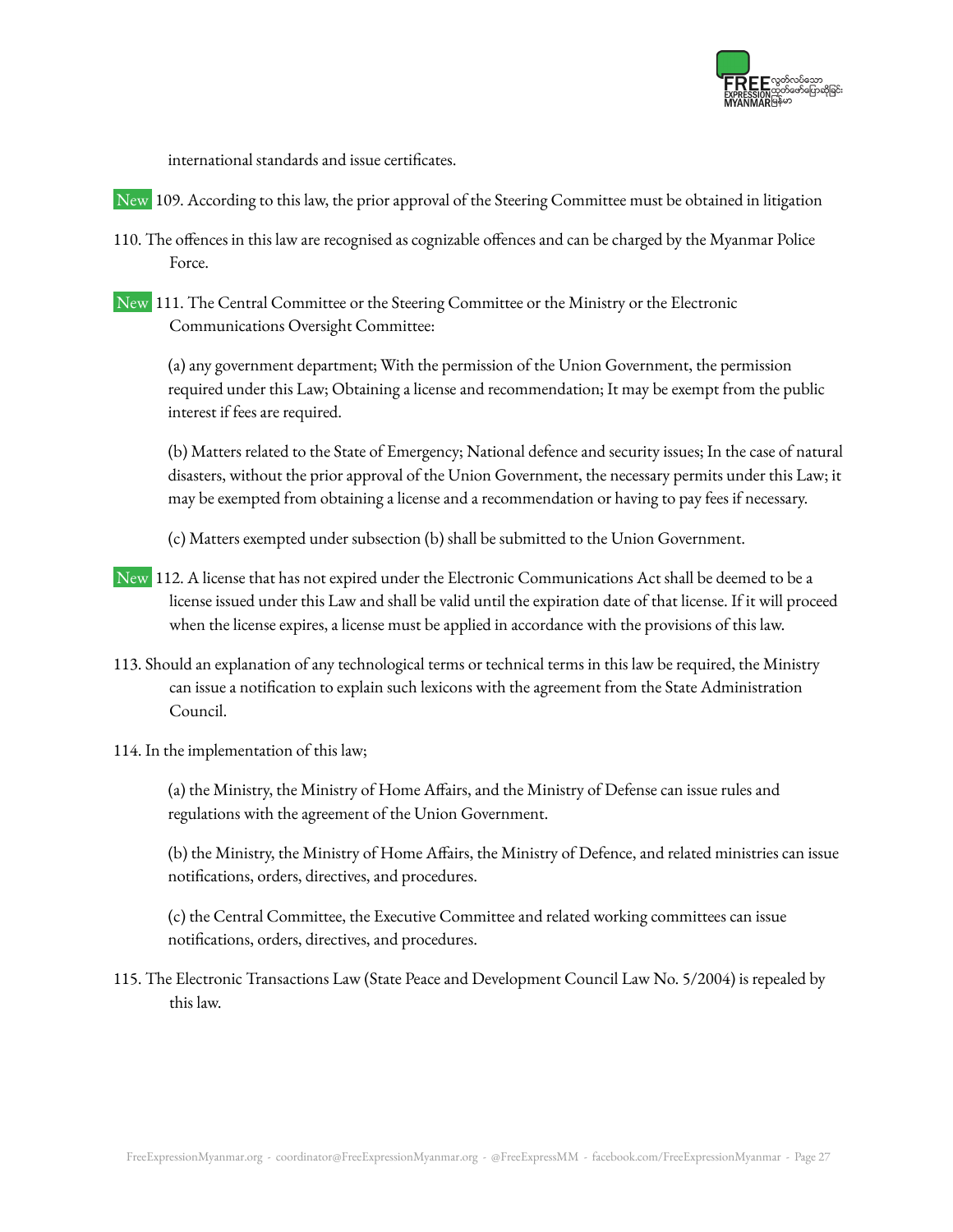international standards and issue certificates.

New 109. According to this law, the prior approval of the Steering Committee must be obtained in litigation

110. The offences in this law are recognised as cognizable offences and can be charged by the Myanmar Police Force.

New 111. The Central Committee or the Steering Committee or the Ministry or the Electronic Communications Oversight Committee:

(a) any government department; With the permission of the Union Government, the permission required under this Law; Obtaining a license and recommendation; It may be exempt from the public interest if fees are required.

(b) Matters related to the State of Emergency; National defence and security issues; In the case of natural disasters, without the prior approval of the Union Government, the necessary permits under this Law; it may be exempted from obtaining a license and a recommendation or having to pay fees if necessary.

(c) Matters exempted under subsection (b) shall be submitted to the Union Government.

New 112. A license that has not expired under the Electronic Communications Act shall be deemed to be a license issued under this Law and shall be valid until the expiration date of that license. If it will proceed when the license expires, a license must be applied in accordance with the provisions of this law.

113. Should an explanation of any technological terms or technical terms in this law be required, the Ministry can issue a notification to explain such lexicons with the agreement from the State Administration Council.

114. In the implementation of this law;

(a) the Ministry, the Ministry of Home Affairs, and the Ministry of Defense can issue rules and regulations with the agreement of the Union Government.

(b) the Ministry, the Ministry of Home Affairs, the Ministry of Defence, and related ministries can issue notifications, orders, directives, and procedures.

(c) the Central Committee, the Executive Committee and related working committees can issue notifications, orders, directives, and procedures.

115. The Electronic Transactions Law (State Peace and Development Council Law No. 5/2004) is repealed by this law.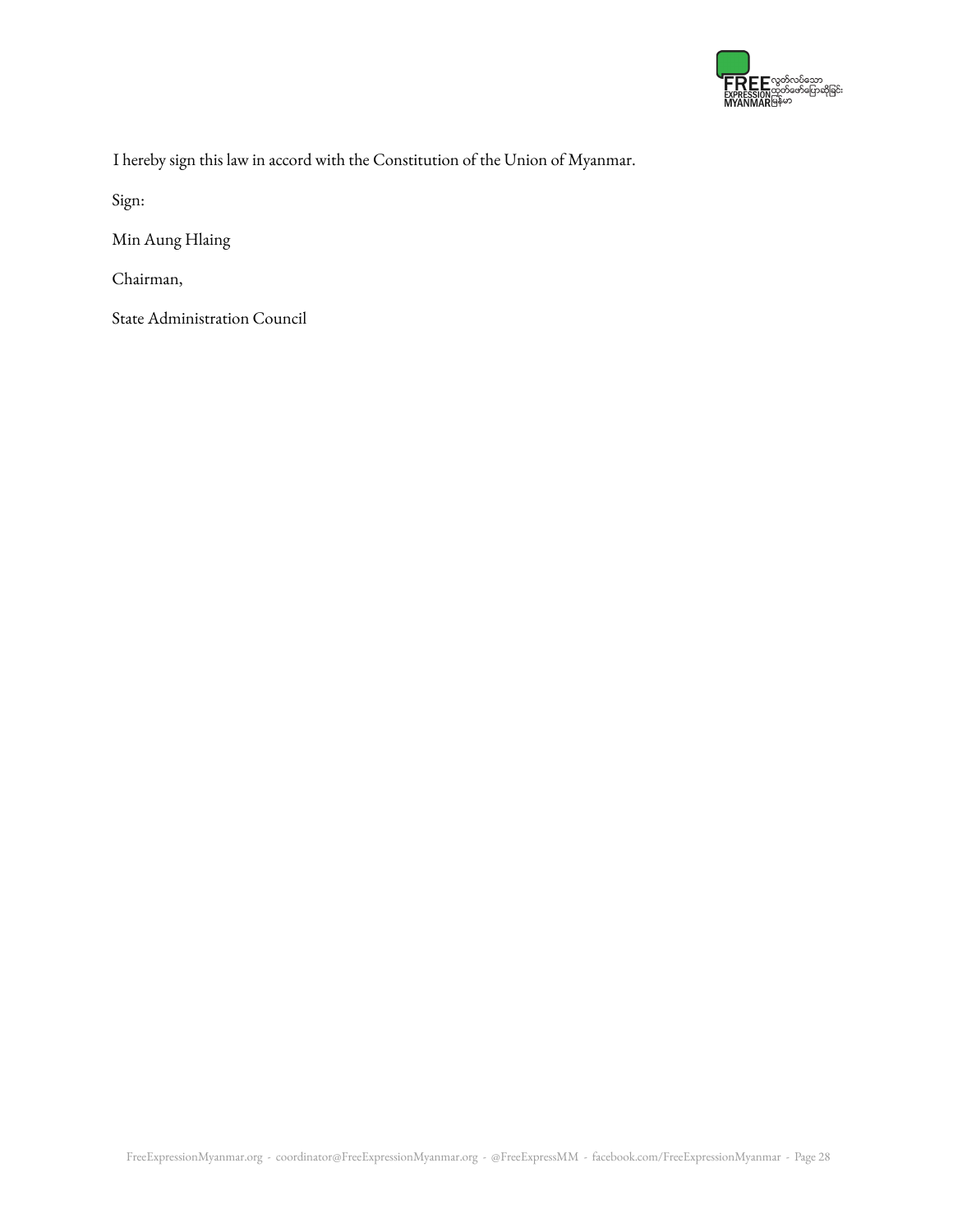I hereby sign this law in accord with the Constitution of the Union of Myanmar.

Sign:

Min Aung Hlaing

Chairman,

State Administration Council